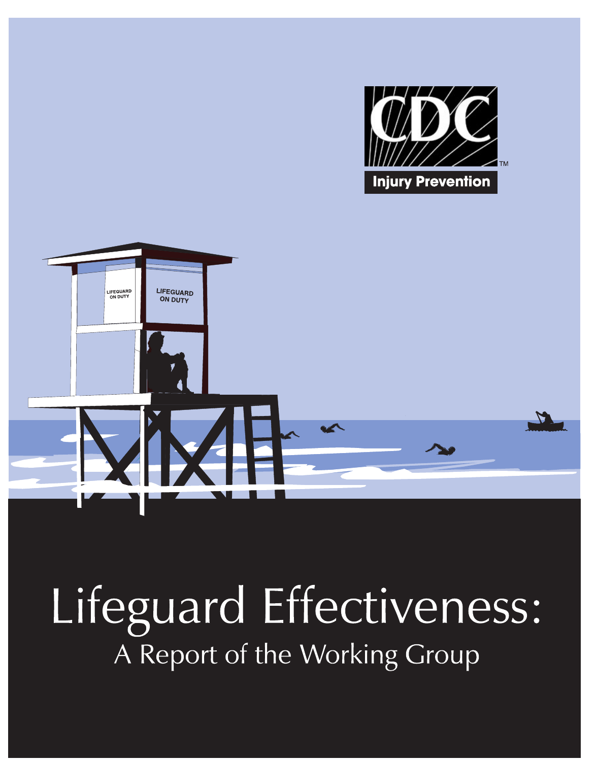CDC

Injury Prevention

# Lifeguard Effectiveness:

## A Report of the Working Group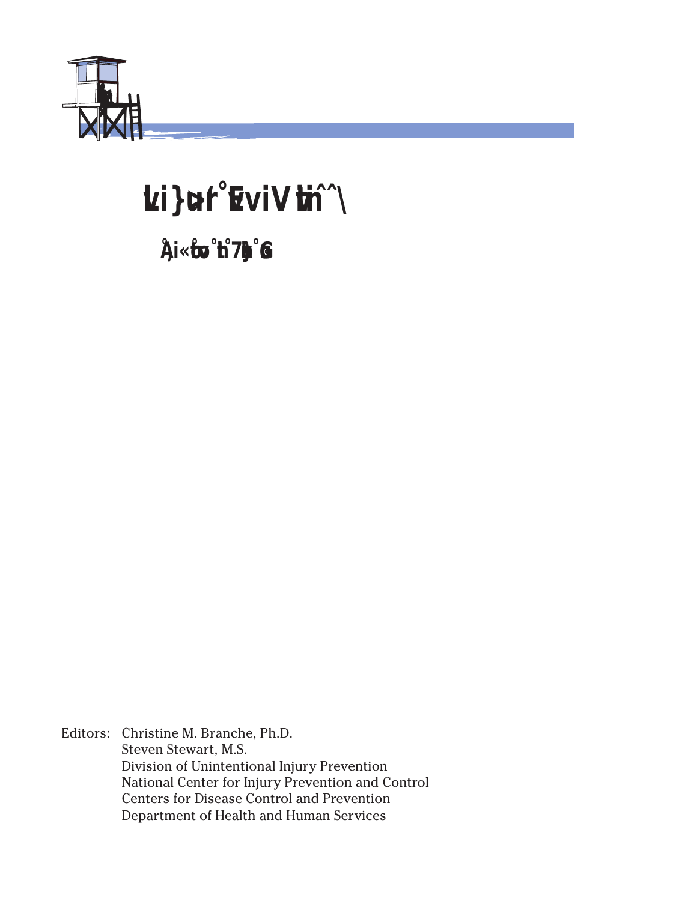# Lvi}ucrf°EviViti^^\

## Åi«bo°b°7b°G

Editors: Christine M. Branche, Ph.D.
Steven Stewart, M.S.
Division of Unintentional Injury Prevention
National Center for Injury Prevention and Control
Centers for Disease Control and Prevention
Department of Health and Human Services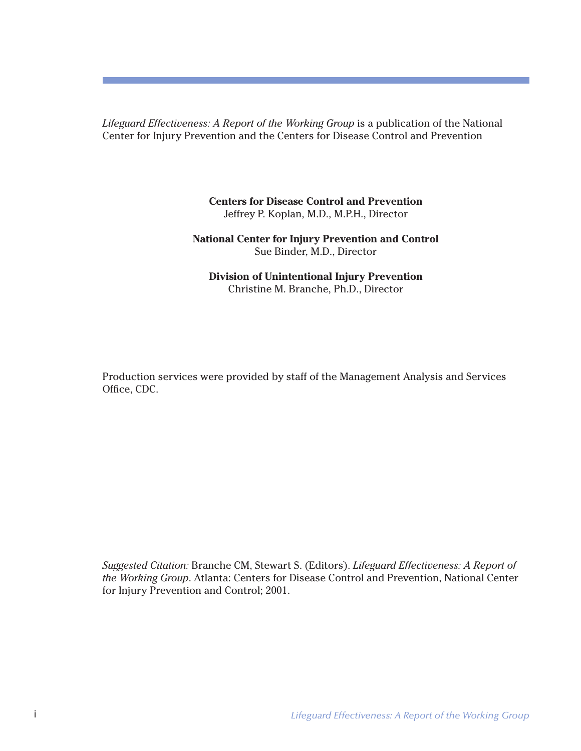*Lifeguard Effectiveness: A Report of the Working Group* is a publication of the National Center for Injury Prevention and the Centers for Disease Control and Prevention

**Centers for Disease Control and Prevention**
Jeffrey P. Koplan, M.D., M.P.H., Director

**National Center for Injury Prevention and Control**
Sue Binder, M.D., Director

**Division of Unintentional Injury Prevention**
Christine M. Branche, Ph.D., Director

Production services were provided by staff of the Management Analysis and Services Office, CDC.

*Suggested Citation:* Branche CM, Stewart S. (Editors). *Lifeguard Effectiveness: A Report of the Working Group*. Atlanta: Centers for Disease Control and Prevention, National Center for Injury Prevention and Control; 2001.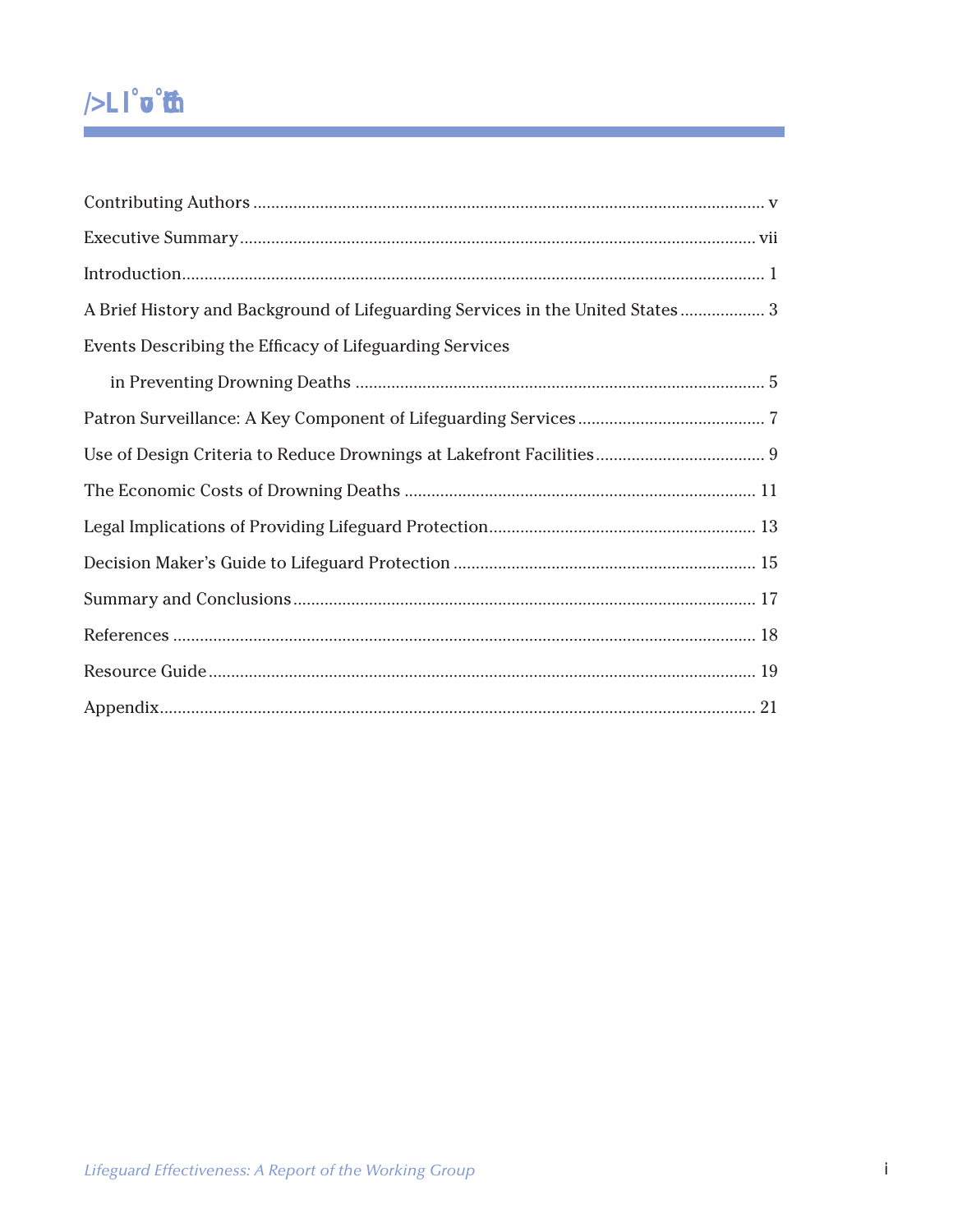# Contents

| | |
|---|---|
| Contributing Authors | v |
| Executive Summary | vii |
| Introduction | 1 |
| A Brief History and Background of Lifeguarding Services in the United States | 3 |
| Events Describing the Efficacy of Lifeguarding Services in Preventing Drowning Deaths | 5 |
| Patron Surveillance: A Key Component of Lifeguarding Services | 7 |
| Use of Design Criteria to Reduce Drownings at Lakefront Facilities | 9 |
| The Economic Costs of Drowning Deaths | 11 |
| Legal Implications of Providing Lifeguard Protection | 13 |
| Decision Maker's Guide to Lifeguard Protection | 15 |
| Summary and Conclusions | 17 |
| References | 18 |
| Resource Guide | 19 |
| Appendix | 21 |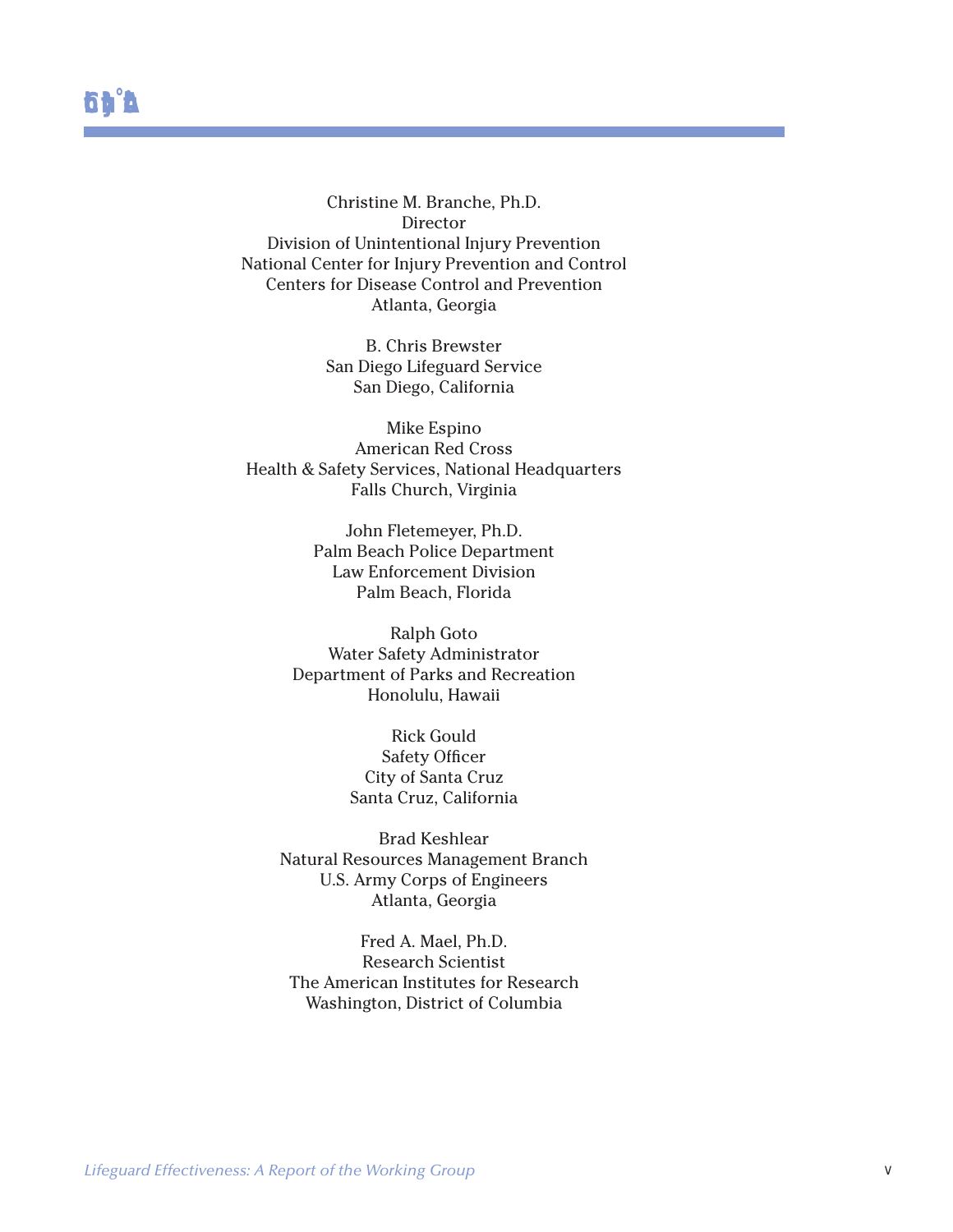Christine M. Branche, Ph.D.
Director
Division of Unintentional Injury Prevention
National Center for Injury Prevention and Control
Centers for Disease Control and Prevention
Atlanta, Georgia

B. Chris Brewster
San Diego Lifeguard Service
San Diego, California

Mike Espino
American Red Cross
Health & Safety Services, National Headquarters
Falls Church, Virginia

John Fletemeyer, Ph.D.
Palm Beach Police Department
Law Enforcement Division
Palm Beach, Florida

Ralph Goto
Water Safety Administrator
Department of Parks and Recreation
Honolulu, Hawaii

Rick Gould
Safety Officer
City of Santa Cruz
Santa Cruz, California

Brad Keshlear
Natural Resources Management Branch
U.S. Army Corps of Engineers
Atlanta, Georgia

Fred A. Mael, Ph.D.
Research Scientist
The American Institutes for Research
Washington, District of Columbia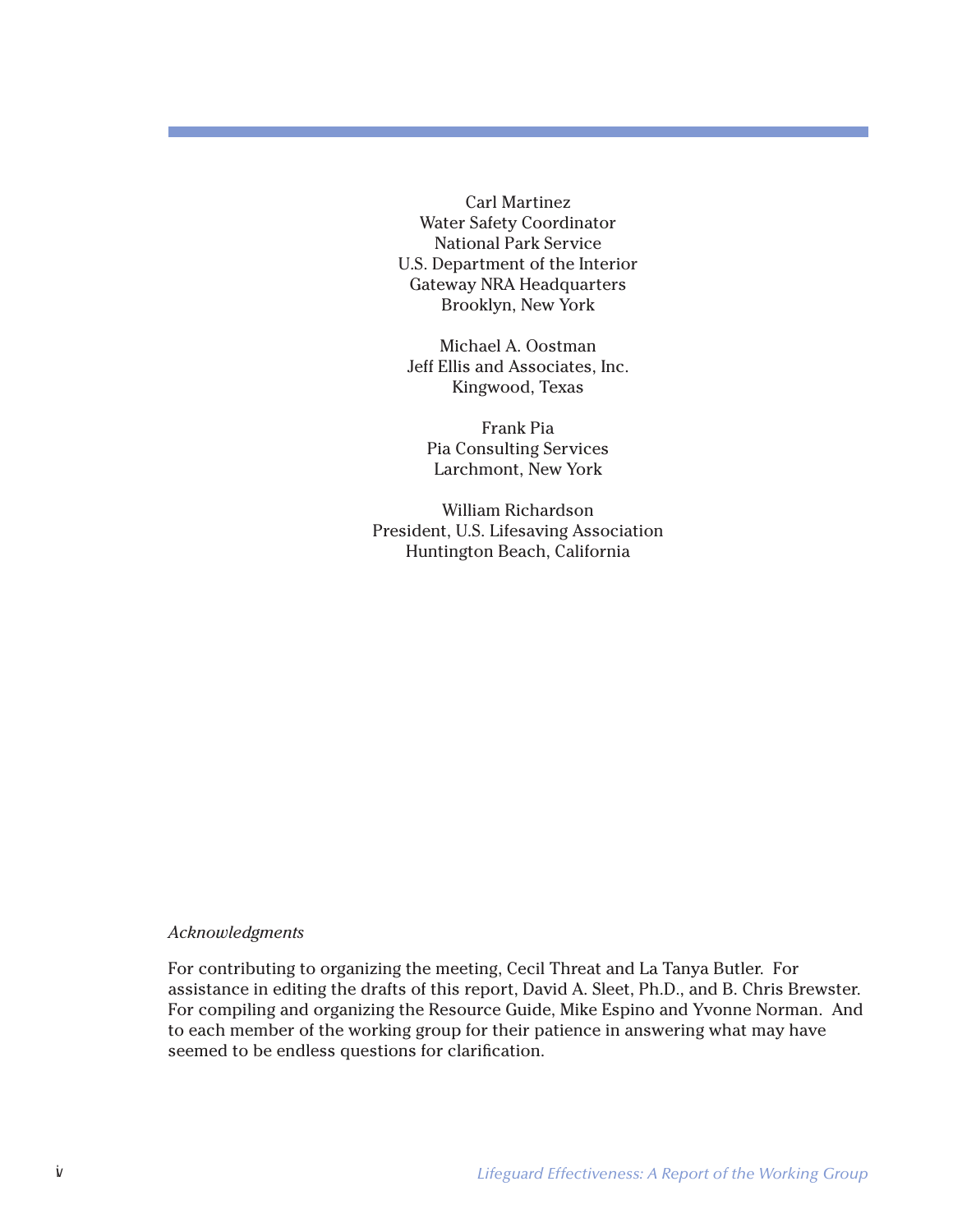Carl Martinez
Water Safety Coordinator
National Park Service
U.S. Department of the Interior
Gateway NRA Headquarters
Brooklyn, New York

Michael A. Oostman
Jeff Ellis and Associates, Inc.
Kingwood, Texas

Frank Pia
Pia Consulting Services
Larchmont, New York

William Richardson
President, U.S. Lifesaving Association
Huntington Beach, California

*Acknowledgments*

For contributing to organizing the meeting, Cecil Threat and La Tanya Butler. For assistance in editing the drafts of this report, David A. Sleet, Ph.D., and B. Chris Brewster. For compiling and organizing the Resource Guide, Mike Espino and Yvonne Norman. And to each member of the working group for their patience in answering what may have seemed to be endless questions for clarification.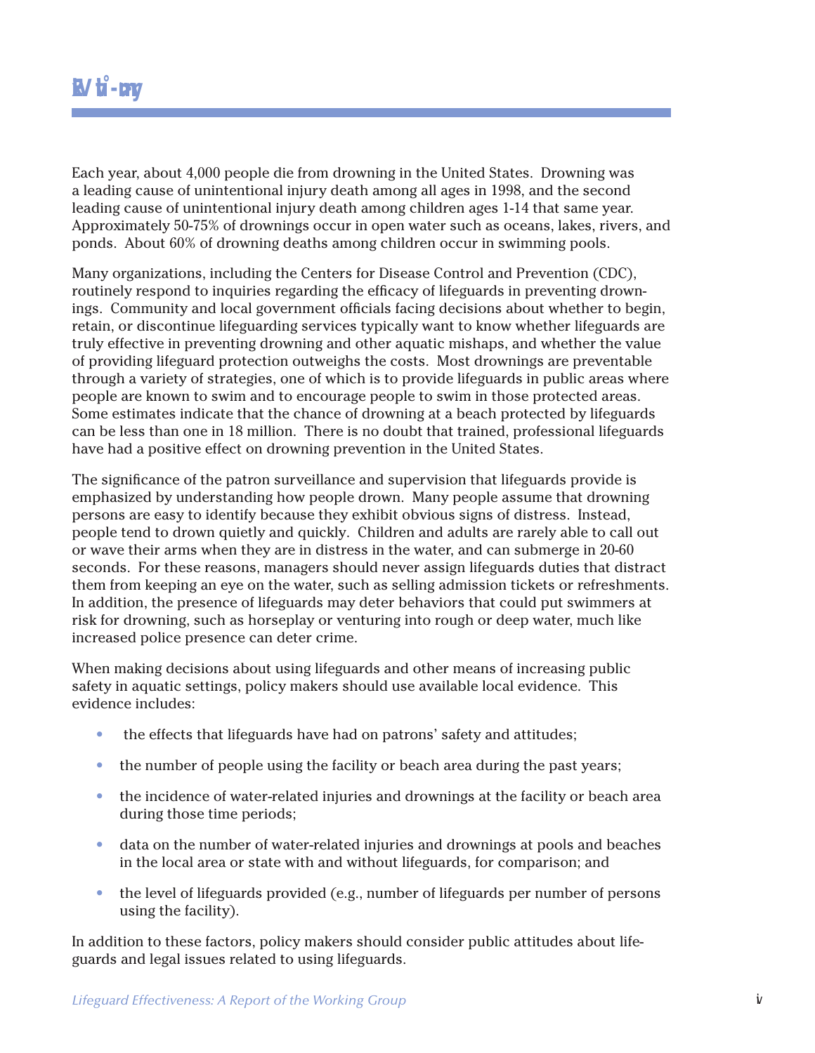# Executive Summary

Each year, about 4,000 people die from drowning in the United States. Drowning was a leading cause of unintentional injury death among all ages in 1998, and the second leading cause of unintentional injury death among children ages 1-14 that same year. Approximately 50-75% of drownings occur in open water such as oceans, lakes, rivers, and ponds. About 60% of drowning deaths among children occur in swimming pools.

Many organizations, including the Centers for Disease Control and Prevention (CDC), routinely respond to inquiries regarding the efficacy of lifeguards in preventing drownings. Community and local government officials facing decisions about whether to begin, retain, or discontinue lifeguarding services typically want to know whether lifeguards are truly effective in preventing drowning and other aquatic mishaps, and whether the value of providing lifeguard protection outweighs the costs. Most drownings are preventable through a variety of strategies, one of which is to provide lifeguards in public areas where people are known to swim and to encourage people to swim in those protected areas. Some estimates indicate that the chance of drowning at a beach protected by lifeguards can be less than one in 18 million. There is no doubt that trained, professional lifeguards have had a positive effect on drowning prevention in the United States.

The significance of the patron surveillance and supervision that lifeguards provide is emphasized by understanding how people drown. Many people assume that drowning persons are easy to identify because they exhibit obvious signs of distress. Instead, people tend to drown quietly and quickly. Children and adults are rarely able to call out or wave their arms when they are in distress in the water, and can submerge in 20-60 seconds. For these reasons, managers should never assign lifeguards duties that distract them from keeping an eye on the water, such as selling admission tickets or refreshments. In addition, the presence of lifeguards may deter behaviors that could put swimmers at risk for drowning, such as horseplay or venturing into rough or deep water, much like increased police presence can deter crime.

When making decisions about using lifeguards and other means of increasing public safety in aquatic settings, policy makers should use available local evidence. This evidence includes:

- the effects that lifeguards have had on patrons' safety and attitudes;
- the number of people using the facility or beach area during the past years;
- the incidence of water-related injuries and drownings at the facility or beach area during those time periods;
- data on the number of water-related injuries and drownings at pools and beaches in the local area or state with and without lifeguards, for comparison; and
- the level of lifeguards provided (e.g., number of lifeguards per number of persons using the facility).

In addition to these factors, policy makers should consider public attitudes about lifeguards and legal issues related to using lifeguards.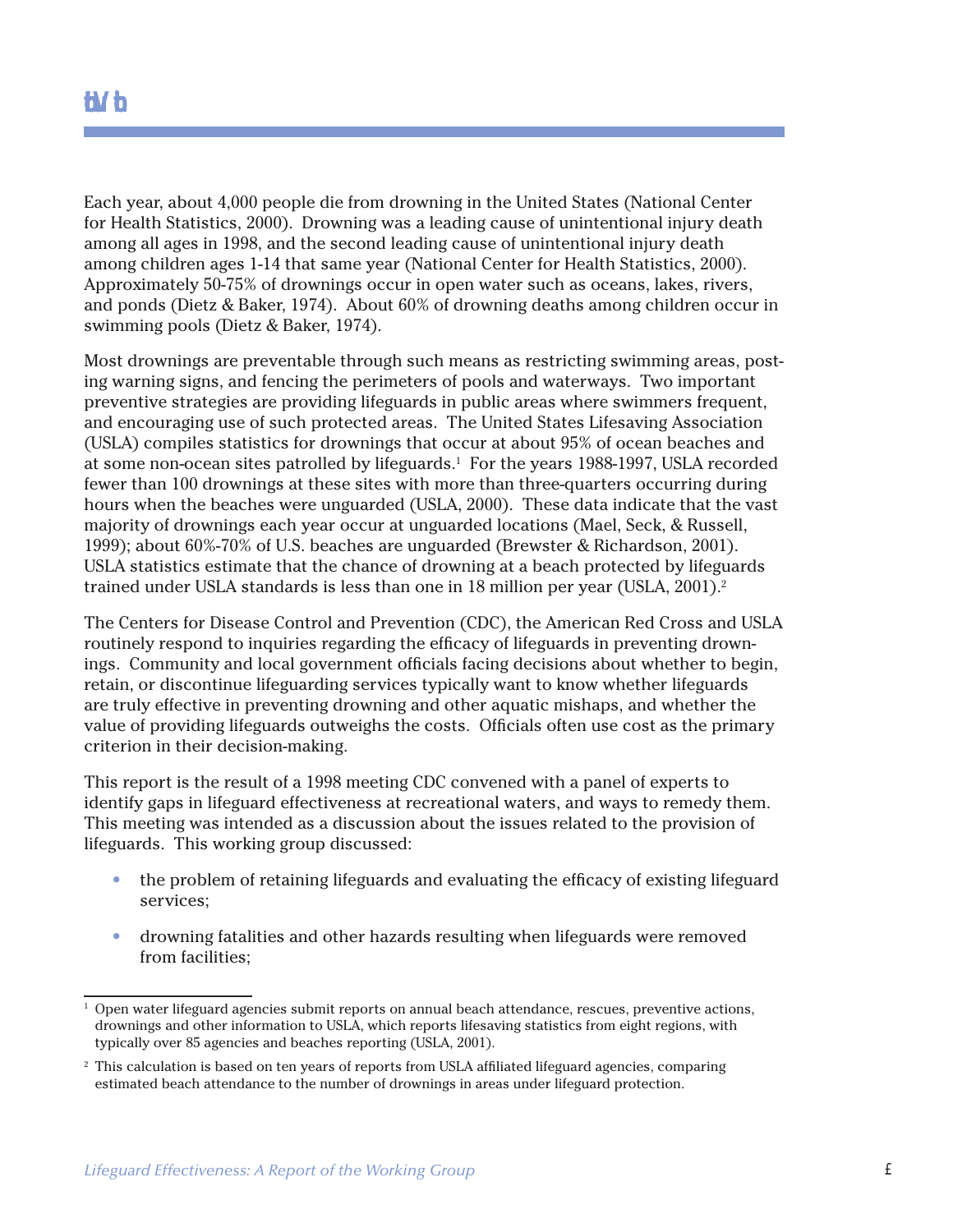Each year, about 4,000 people die from drowning in the United States (National Center for Health Statistics, 2000). Drowning was a leading cause of unintentional injury death among all ages in 1998, and the second leading cause of unintentional injury death among children ages 1-14 that same year (National Center for Health Statistics, 2000). Approximately 50-75% of drownings occur in open water such as oceans, lakes, rivers, and ponds (Dietz & Baker, 1974). About 60% of drowning deaths among children occur in swimming pools (Dietz & Baker, 1974).

Most drownings are preventable through such means as restricting swimming areas, posting warning signs, and fencing the perimeters of pools and waterways. Two important preventive strategies are providing lifeguards in public areas where swimmers frequent, and encouraging use of such protected areas. The United States Lifesaving Association (USLA) compiles statistics for drownings that occur at about 95% of ocean beaches and at some non-ocean sites patrolled by lifeguards.[1] For the years 1988-1997, USLA recorded fewer than 100 drownings at these sites with more than three-quarters occurring during hours when the beaches were unguarded (USLA, 2000). These data indicate that the vast majority of drownings each year occur at unguarded locations (Mael, Seck, & Russell, 1999); about 60%-70% of U.S. beaches are unguarded (Brewster & Richardson, 2001). USLA statistics estimate that the chance of drowning at a beach protected by lifeguards trained under USLA standards is less than one in 18 million per year (USLA, 2001).[2]

The Centers for Disease Control and Prevention (CDC), the American Red Cross and USLA routinely respond to inquiries regarding the efficacy of lifeguards in preventing drownings. Community and local government officials facing decisions about whether to begin, retain, or discontinue lifeguarding services typically want to know whether lifeguards are truly effective in preventing drowning and other aquatic mishaps, and whether the value of providing lifeguards outweighs the costs. Officials often use cost as the primary criterion in their decision-making.

This report is the result of a 1998 meeting CDC convened with a panel of experts to identify gaps in lifeguard effectiveness at recreational waters, and ways to remedy them. This meeting was intended as a discussion about the issues related to the provision of lifeguards. This working group discussed:

- the problem of retaining lifeguards and evaluating the efficacy of existing lifeguard services;
- drowning fatalities and other hazards resulting when lifeguards were removed from facilities;

[1] Open water lifeguard agencies submit reports on annual beach attendance, rescues, preventive actions, drownings and other information to USLA, which reports lifesaving statistics from eight regions, with typically over 85 agencies and beaches reporting (USLA, 2001).

[2] This calculation is based on ten years of reports from USLA affiliated lifeguard agencies, comparing estimated beach attendance to the number of drownings in areas under lifeguard protection.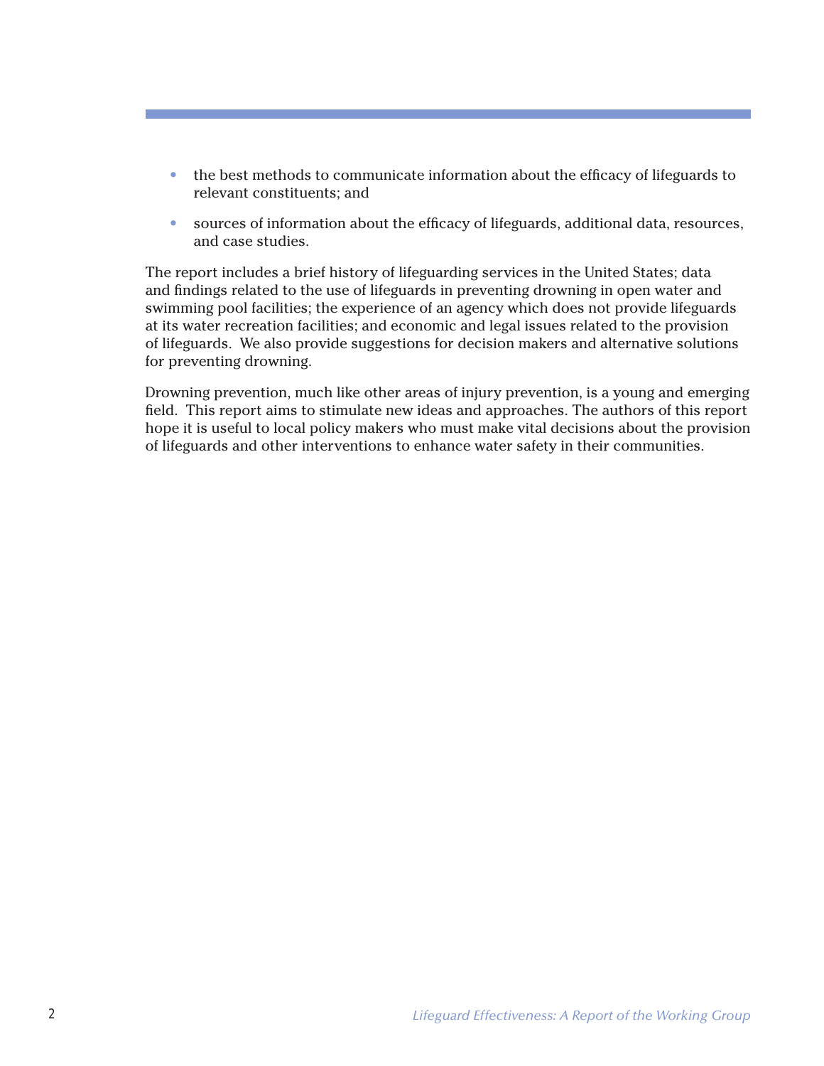- the best methods to communicate information about the efficacy of lifeguards to relevant constituents; and
- sources of information about the efficacy of lifeguards, additional data, resources, and case studies.

The report includes a brief history of lifeguarding services in the United States; data and findings related to the use of lifeguards in preventing drowning in open water and swimming pool facilities; the experience of an agency which does not provide lifeguards at its water recreation facilities; and economic and legal issues related to the provision of lifeguards. We also provide suggestions for decision makers and alternative solutions for preventing drowning.

Drowning prevention, much like other areas of injury prevention, is a young and emerging field. This report aims to stimulate new ideas and approaches. The authors of this report hope it is useful to local policy makers who must make vital decisions about the provision of lifeguards and other interventions to enhance water safety in their communities.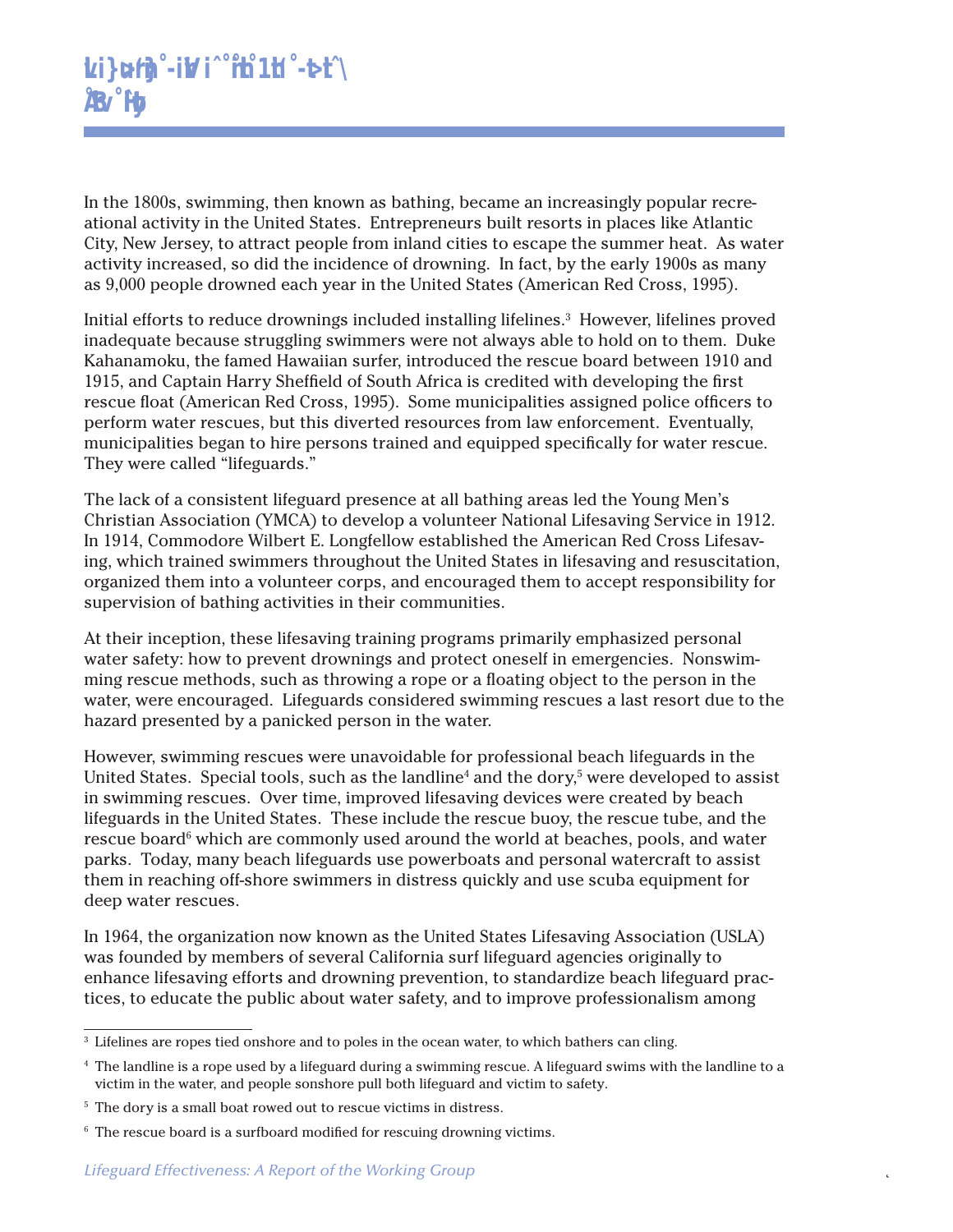In the 1800s, swimming, then known as bathing, became an increasingly popular recreational activity in the United States. Entrepreneurs built resorts in places like Atlantic City, New Jersey, to attract people from inland cities to escape the summer heat. As water activity increased, so did the incidence of drowning. In fact, by the early 1900s as many as 9,000 people drowned each year in the United States (American Red Cross, 1995).

Initial efforts to reduce drownings included installing lifelines.[3] However, lifelines proved inadequate because struggling swimmers were not always able to hold on to them. Duke Kahanamoku, the famed Hawaiian surfer, introduced the rescue board between 1910 and 1915, and Captain Harry Sheffield of South Africa is credited with developing the first rescue float (American Red Cross, 1995). Some municipalities assigned police officers to perform water rescues, but this diverted resources from law enforcement. Eventually, municipalities began to hire persons trained and equipped specifically for water rescue. They were called "lifeguards."

The lack of a consistent lifeguard presence at all bathing areas led the Young Men's Christian Association (YMCA) to develop a volunteer National Lifesaving Service in 1912. In 1914, Commodore Wilbert E. Longfellow established the American Red Cross Lifesaving, which trained swimmers throughout the United States in lifesaving and resuscitation, organized them into a volunteer corps, and encouraged them to accept responsibility for supervision of bathing activities in their communities.

At their inception, these lifesaving training programs primarily emphasized personal water safety: how to prevent drownings and protect oneself in emergencies. Nonswimming rescue methods, such as throwing a rope or a floating object to the person in the water, were encouraged. Lifeguards considered swimming rescues a last resort due to the hazard presented by a panicked person in the water.

However, swimming rescues were unavoidable for professional beach lifeguards in the United States. Special tools, such as the landline[4] and the dory,[5] were developed to assist in swimming rescues. Over time, improved lifesaving devices were created by beach lifeguards in the United States. These include the rescue buoy, the rescue tube, and the rescue board[6] which are commonly used around the world at beaches, pools, and water parks. Today, many beach lifeguards use powerboats and personal watercraft to assist them in reaching off-shore swimmers in distress quickly and use scuba equipment for deep water rescues.

In 1964, the organization now known as the United States Lifesaving Association (USLA) was founded by members of several California surf lifeguard agencies originally to enhance lifesaving efforts and drowning prevention, to standardize beach lifeguard practices, to educate the public about water safety, and to improve professionalism among

---

[3] Lifelines are ropes tied onshore and to poles in the ocean water, to which bathers can cling.

[4] The landline is a rope used by a lifeguard during a swimming rescue. A lifeguard swims with the landline to a victim in the water, and people sonshore pull both lifeguard and victim to safety.

[5] The dory is a small boat rowed out to rescue victims in distress.

[6] The rescue board is a surfboard modified for rescuing drowning victims.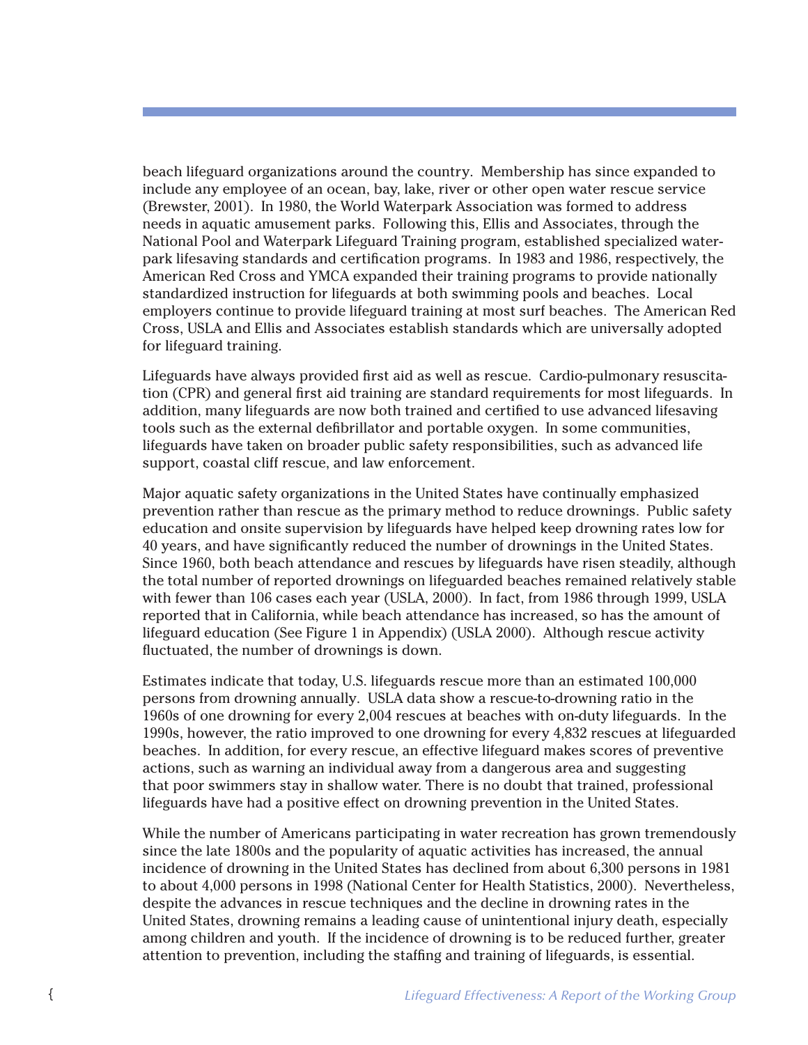beach lifeguard organizations around the country. Membership has since expanded to include any employee of an ocean, bay, lake, river or other open water rescue service (Brewster, 2001). In 1980, the World Waterpark Association was formed to address needs in aquatic amusement parks. Following this, Ellis and Associates, through the National Pool and Waterpark Lifeguard Training program, established specialized waterpark lifesaving standards and certification programs. In 1983 and 1986, respectively, the American Red Cross and YMCA expanded their training programs to provide nationally standardized instruction for lifeguards at both swimming pools and beaches. Local employers continue to provide lifeguard training at most surf beaches. The American Red Cross, USLA and Ellis and Associates establish standards which are universally adopted for lifeguard training.

Lifeguards have always provided first aid as well as rescue. Cardio-pulmonary resuscitation (CPR) and general first aid training are standard requirements for most lifeguards. In addition, many lifeguards are now both trained and certified to use advanced lifesaving tools such as the external defibrillator and portable oxygen. In some communities, lifeguards have taken on broader public safety responsibilities, such as advanced life support, coastal cliff rescue, and law enforcement.

Major aquatic safety organizations in the United States have continually emphasized prevention rather than rescue as the primary method to reduce drownings. Public safety education and onsite supervision by lifeguards have helped keep drowning rates low for 40 years, and have significantly reduced the number of drownings in the United States. Since 1960, both beach attendance and rescues by lifeguards have risen steadily, although the total number of reported drownings on lifeguarded beaches remained relatively stable with fewer than 106 cases each year (USLA, 2000). In fact, from 1986 through 1999, USLA reported that in California, while beach attendance has increased, so has the amount of lifeguard education (See Figure 1 in Appendix) (USLA 2000). Although rescue activity fluctuated, the number of drownings is down.

Estimates indicate that today, U.S. lifeguards rescue more than an estimated 100,000 persons from drowning annually. USLA data show a rescue-to-drowning ratio in the 1960s of one drowning for every 2,004 rescues at beaches with on-duty lifeguards. In the 1990s, however, the ratio improved to one drowning for every 4,832 rescues at lifeguarded beaches. In addition, for every rescue, an effective lifeguard makes scores of preventive actions, such as warning an individual away from a dangerous area and suggesting that poor swimmers stay in shallow water. There is no doubt that trained, professional lifeguards have had a positive effect on drowning prevention in the United States.

While the number of Americans participating in water recreation has grown tremendously since the late 1800s and the popularity of aquatic activities has increased, the annual incidence of drowning in the United States has declined from about 6,300 persons in 1981 to about 4,000 persons in 1998 (National Center for Health Statistics, 2000). Nevertheless, despite the advances in rescue techniques and the decline in drowning rates in the United States, drowning remains a leading cause of unintentional injury death, especially among children and youth. If the incidence of drowning is to be reduced further, greater attention to prevention, including the staffing and training of lifeguards, is essential.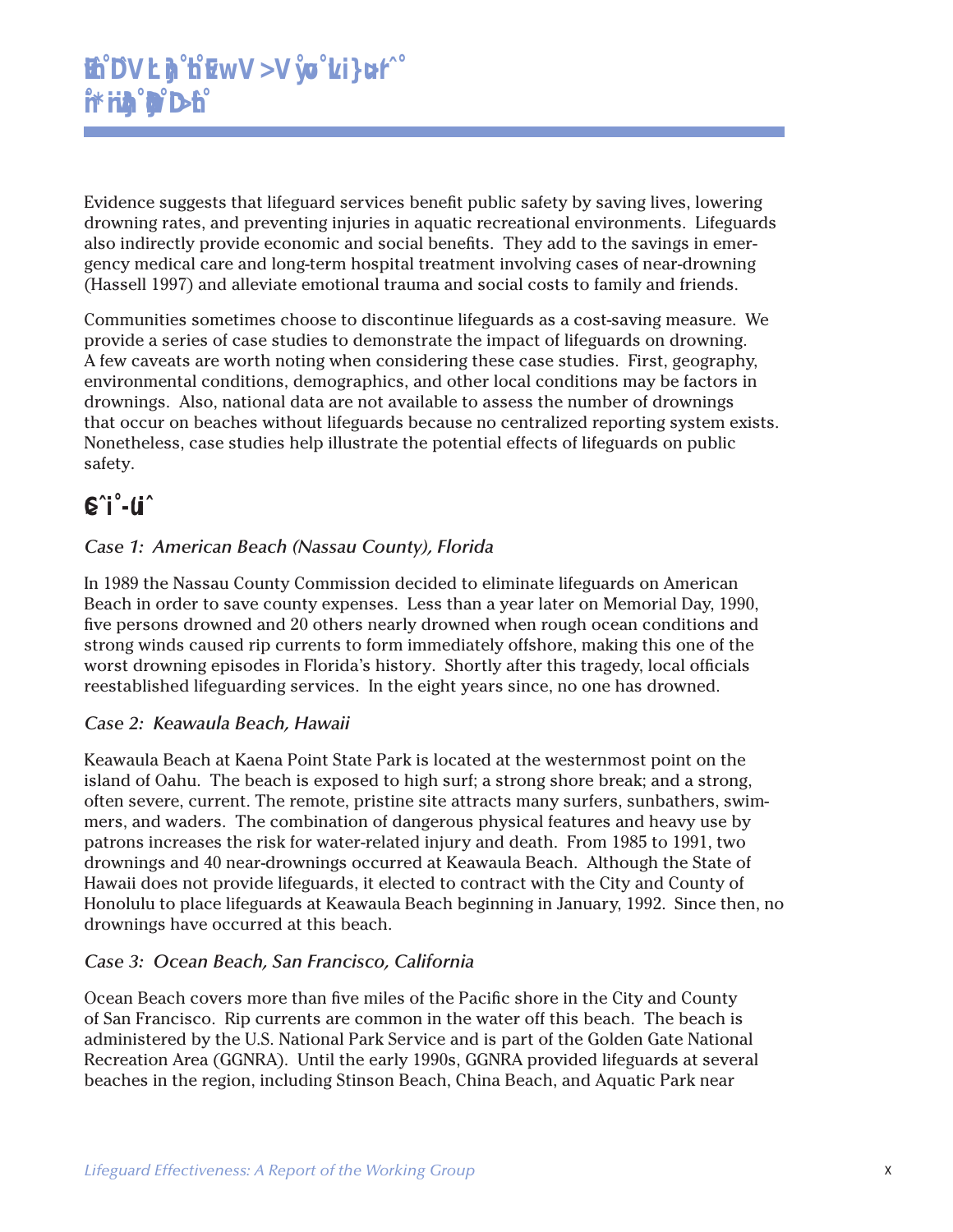Evidence suggests that lifeguard services benefit public safety by saving lives, lowering drowning rates, and preventing injuries in aquatic recreational environments. Lifeguards also indirectly provide economic and social benefits. They add to the savings in emergency medical care and long-term hospital treatment involving cases of near-drowning (Hassell 1997) and alleviate emotional trauma and social costs to family and friends.

Communities sometimes choose to discontinue lifeguards as a cost-saving measure. We provide a series of case studies to demonstrate the impact of lifeguards on drowning. A few caveats are worth noting when considering these case studies. First, geography, environmental conditions, demographics, and other local conditions may be factors in drownings. Also, national data are not available to assess the number of drownings that occur on beaches without lifeguards because no centralized reporting system exists. Nonetheless, case studies help illustrate the potential effects of lifeguards on public safety.

### *Case 1: American Beach (Nassau County), Florida*

In 1989 the Nassau County Commission decided to eliminate lifeguards on American Beach in order to save county expenses. Less than a year later on Memorial Day, 1990, five persons drowned and 20 others nearly drowned when rough ocean conditions and strong winds caused rip currents to form immediately offshore, making this one of the worst drowning episodes in Florida's history. Shortly after this tragedy, local officials reestablished lifeguarding services. In the eight years since, no one has drowned.

### *Case 2: Keawaula Beach, Hawaii*

Keawaula Beach at Kaena Point State Park is located at the westernmost point on the island of Oahu. The beach is exposed to high surf; a strong shore break; and a strong, often severe, current. The remote, pristine site attracts many surfers, sunbathers, swimmers, and waders. The combination of dangerous physical features and heavy use by patrons increases the risk for water-related injury and death. From 1985 to 1991, two drownings and 40 near-drownings occurred at Keawaula Beach. Although the State of Hawaii does not provide lifeguards, it elected to contract with the City and County of Honolulu to place lifeguards at Keawaula Beach beginning in January, 1992. Since then, no drownings have occurred at this beach.

### *Case 3: Ocean Beach, San Francisco, California*

Ocean Beach covers more than five miles of the Pacific shore in the City and County of San Francisco. Rip currents are common in the water off this beach. The beach is administered by the U.S. National Park Service and is part of the Golden Gate National Recreation Area (GGNRA). Until the early 1990s, GGNRA provided lifeguards at several beaches in the region, including Stinson Beach, China Beach, and Aquatic Park near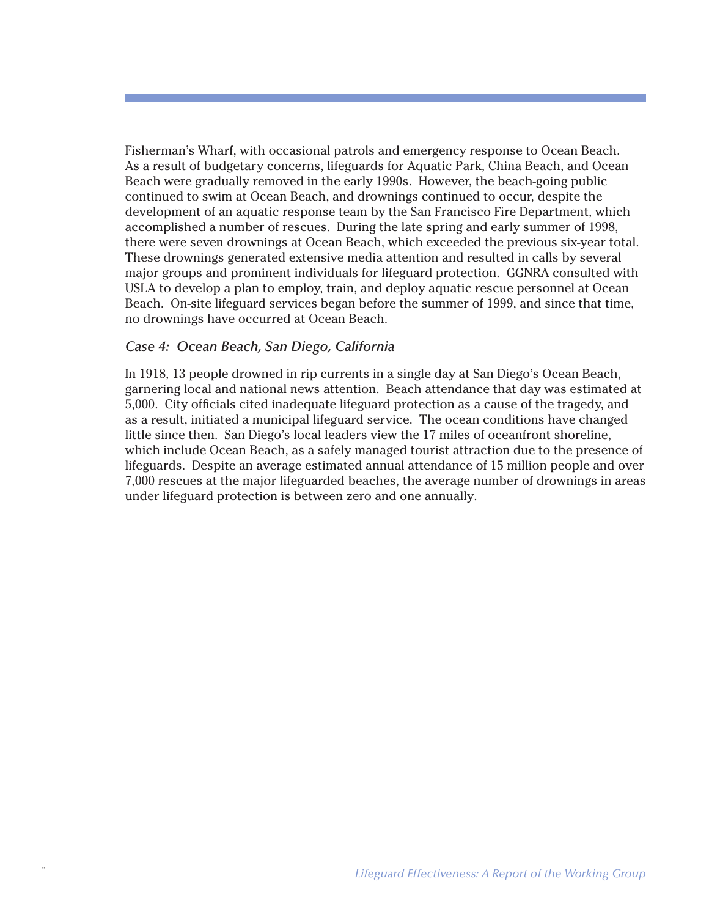Fisherman's Wharf, with occasional patrols and emergency response to Ocean Beach. As a result of budgetary concerns, lifeguards for Aquatic Park, China Beach, and Ocean Beach were gradually removed in the early 1990s. However, the beach-going public continued to swim at Ocean Beach, and drownings continued to occur, despite the development of an aquatic response team by the San Francisco Fire Department, which accomplished a number of rescues. During the late spring and early summer of 1998, there were seven drownings at Ocean Beach, which exceeded the previous six-year total. These drownings generated extensive media attention and resulted in calls by several major groups and prominent individuals for lifeguard protection. GGNRA consulted with USLA to develop a plan to employ, train, and deploy aquatic rescue personnel at Ocean Beach. On-site lifeguard services began before the summer of 1999, and since that time, no drownings have occurred at Ocean Beach.

### *Case 4: Ocean Beach, San Diego, California*

In 1918, 13 people drowned in rip currents in a single day at San Diego's Ocean Beach, garnering local and national news attention. Beach attendance that day was estimated at 5,000. City officials cited inadequate lifeguard protection as a cause of the tragedy, and as a result, initiated a municipal lifeguard service. The ocean conditions have changed little since then. San Diego's local leaders view the 17 miles of oceanfront shoreline, which include Ocean Beach, as a safely managed tourist attraction due to the presence of lifeguards. Despite an average estimated annual attendance of 15 million people and over 7,000 rescues at the major lifeguarded beaches, the average number of drownings in areas under lifeguard protection is between zero and one annually.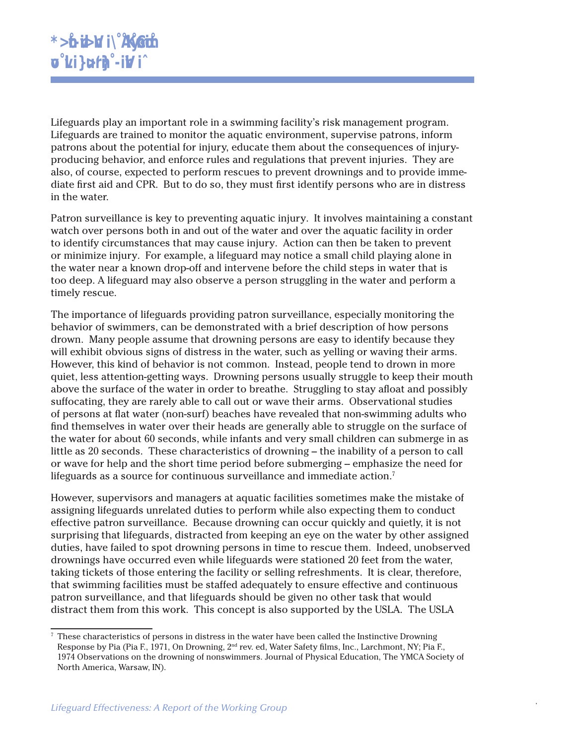# Patron Surveillance and Lifeguard Service

Lifeguards play an important role in a swimming facility's risk management program. Lifeguards are trained to monitor the aquatic environment, supervise patrons, inform patrons about the potential for injury, educate them about the consequences of injury-producing behavior, and enforce rules and regulations that prevent injuries. They are also, of course, expected to perform rescues to prevent drownings and to provide immediate first aid and CPR. But to do so, they must first identify persons who are in distress in the water.

Patron surveillance is key to preventing aquatic injury. It involves maintaining a constant watch over persons both in and out of the water and over the aquatic facility in order to identify circumstances that may cause injury. Action can then be taken to prevent or minimize injury. For example, a lifeguard may notice a small child playing alone in the water near a known drop-off and intervene before the child steps in water that is too deep. A lifeguard may also observe a person struggling in the water and perform a timely rescue.

The importance of lifeguards providing patron surveillance, especially monitoring the behavior of swimmers, can be demonstrated with a brief description of how persons drown. Many people assume that drowning persons are easy to identify because they will exhibit obvious signs of distress in the water, such as yelling or waving their arms. However, this kind of behavior is not common. Instead, people tend to drown in more quiet, less attention-getting ways. Drowning persons usually struggle to keep their mouth above the surface of the water in order to breathe. Struggling to stay afloat and possibly suffocating, they are rarely able to call out or wave their arms. Observational studies of persons at flat water (non-surf) beaches have revealed that non-swimming adults who find themselves in water over their heads are generally able to struggle on the surface of the water for about 60 seconds, while infants and very small children can submerge in as little as 20 seconds. These characteristics of drowning – the inability of a person to call or wave for help and the short time period before submerging – emphasize the need for lifeguards as a source for continuous surveillance and immediate action.[7]

However, supervisors and managers at aquatic facilities sometimes make the mistake of assigning lifeguards unrelated duties to perform while also expecting them to conduct effective patron surveillance. Because drowning can occur quickly and quietly, it is not surprising that lifeguards, distracted from keeping an eye on the water by other assigned duties, have failed to spot drowning persons in time to rescue them. Indeed, unobserved drownings have occurred even while lifeguards were stationed 20 feet from the water, taking tickets of those entering the facility or selling refreshments. It is clear, therefore, that swimming facilities must be staffed adequately to ensure effective and continuous patron surveillance, and that lifeguards should be given no other task that would distract them from this work. This concept is also supported by the USLA. The USLA

---

[7] These characteristics of persons in distress in the water have been called the Instinctive Drowning Response by Pia (Pia F., 1971, On Drowning, 2nd rev. ed, Water Safety films, Inc., Larchmont, NY; Pia F., 1974 Observations on the drowning of nonswimmers. Journal of Physical Education, The YMCA Society of North America, Warsaw, IN).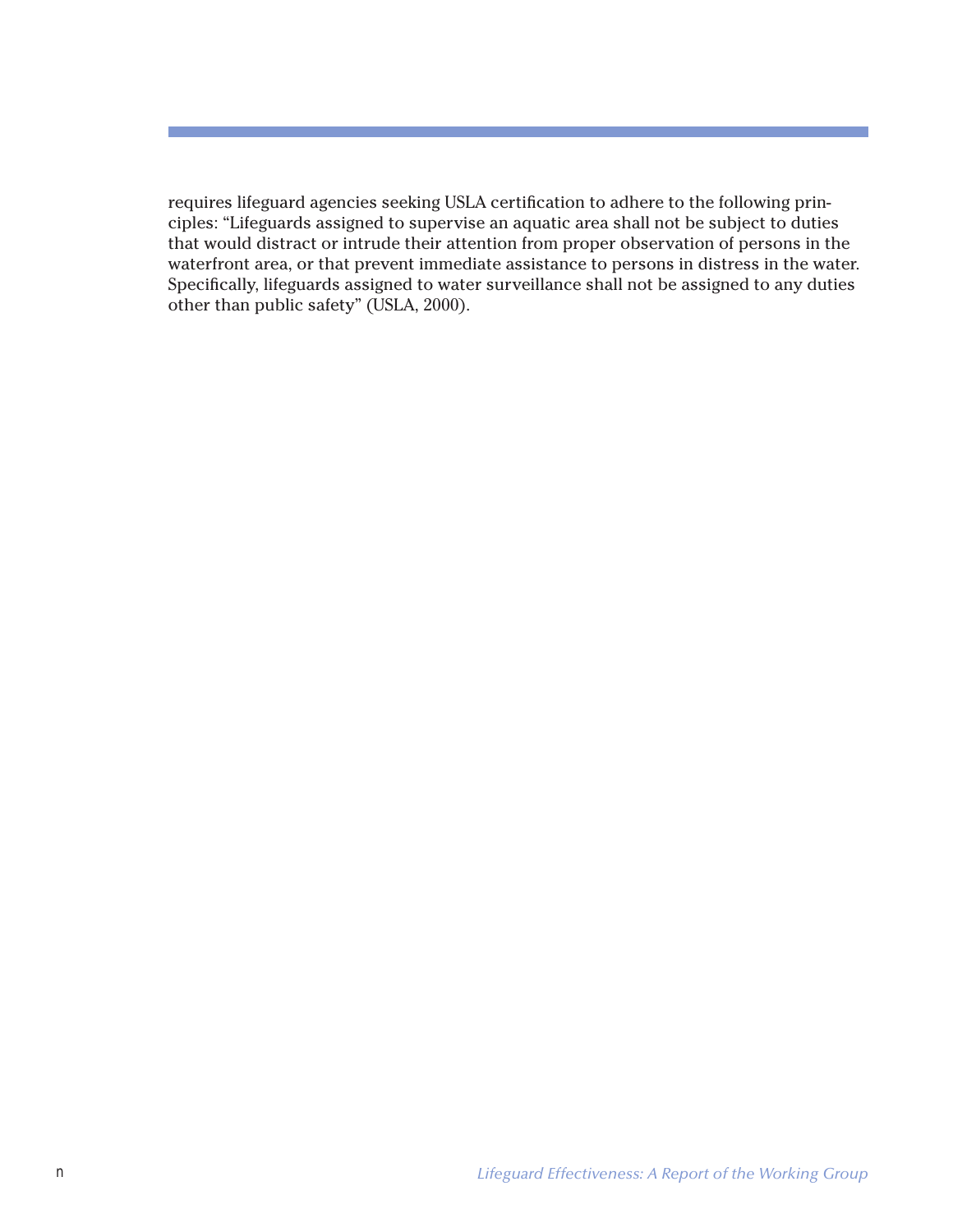requires lifeguard agencies seeking USLA certification to adhere to the following principles: "Lifeguards assigned to supervise an aquatic area shall not be subject to duties that would distract or intrude their attention from proper observation of persons in the waterfront area, or that prevent immediate assistance to persons in distress in the water. Specifically, lifeguards assigned to water surveillance shall not be assigned to any duties other than public safety" (USLA, 2000).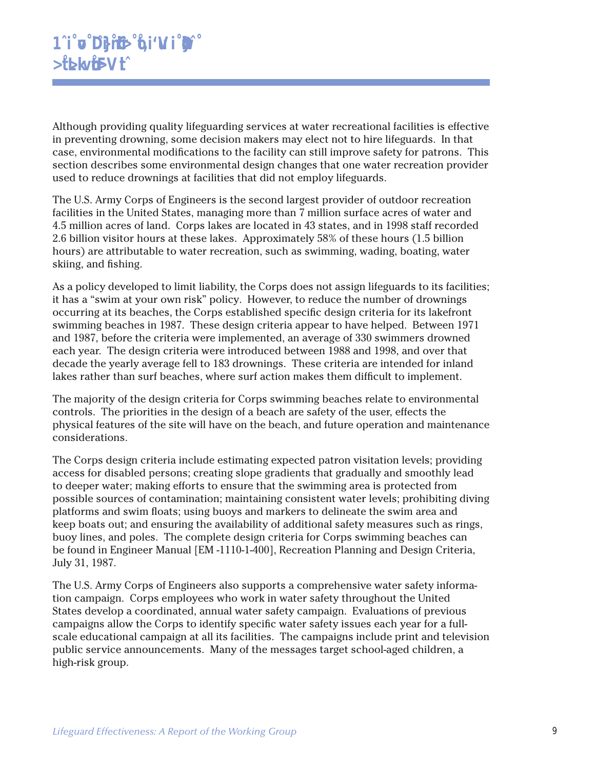Although providing quality lifeguarding services at water recreational facilities is effective in preventing drowning, some decision makers may elect not to hire lifeguards. In that case, environmental modifications to the facility can still improve safety for patrons. This section describes some environmental design changes that one water recreation provider used to reduce drownings at facilities that did not employ lifeguards.

The U.S. Army Corps of Engineers is the second largest provider of outdoor recreation facilities in the United States, managing more than 7 million surface acres of water and 4.5 million acres of land. Corps lakes are located in 43 states, and in 1998 staff recorded 2.6 billion visitor hours at these lakes. Approximately 58% of these hours (1.5 billion hours) are attributable to water recreation, such as swimming, wading, boating, water skiing, and fishing.

As a policy developed to limit liability, the Corps does not assign lifeguards to its facilities; it has a "swim at your own risk" policy. However, to reduce the number of drownings occurring at its beaches, the Corps established specific design criteria for its lakefront swimming beaches in 1987. These design criteria appear to have helped. Between 1971 and 1987, before the criteria were implemented, an average of 330 swimmers drowned each year. The design criteria were introduced between 1988 and 1998, and over that decade the yearly average fell to 183 drownings. These criteria are intended for inland lakes rather than surf beaches, where surf action makes them difficult to implement.

The majority of the design criteria for Corps swimming beaches relate to environmental controls. The priorities in the design of a beach are safety of the user, effects the physical features of the site will have on the beach, and future operation and maintenance considerations.

The Corps design criteria include estimating expected patron visitation levels; providing access for disabled persons; creating slope gradients that gradually and smoothly lead to deeper water; making efforts to ensure that the swimming area is protected from possible sources of contamination; maintaining consistent water levels; prohibiting diving platforms and swim floats; using buoys and markers to delineate the swim area and keep boats out; and ensuring the availability of additional safety measures such as rings, buoy lines, and poles. The complete design criteria for Corps swimming beaches can be found in Engineer Manual [EM -1110-1-400], Recreation Planning and Design Criteria, July 31, 1987.

The U.S. Army Corps of Engineers also supports a comprehensive water safety information campaign. Corps employees who work in water safety throughout the United States develop a coordinated, annual water safety campaign. Evaluations of previous campaigns allow the Corps to identify specific water safety issues each year for a full-scale educational campaign at all its facilities. The campaigns include print and television public service announcements. Many of the messages target school-aged children, a high-risk group.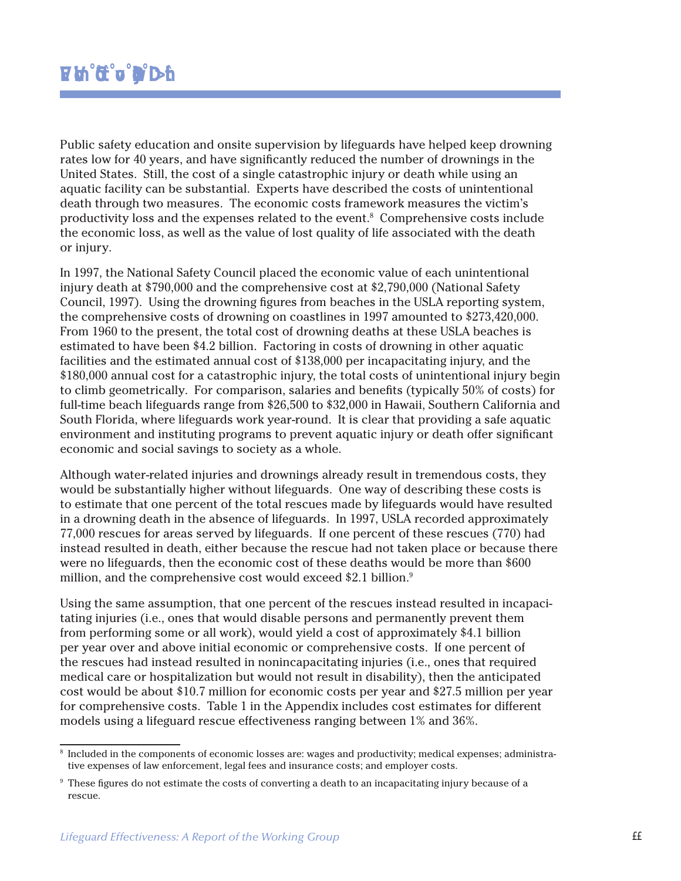Public safety education and onsite supervision by lifeguards have helped keep drowning rates low for 40 years, and have significantly reduced the number of drownings in the United States. Still, the cost of a single catastrophic injury or death while using an aquatic facility can be substantial. Experts have described the costs of unintentional death through two measures. The economic costs framework measures the victim's productivity loss and the expenses related to the event.[8] Comprehensive costs include the economic loss, as well as the value of lost quality of life associated with the death or injury.

In 1997, the National Safety Council placed the economic value of each unintentional injury death at $790,000 and the comprehensive cost at $2,790,000 (National Safety Council, 1997). Using the drowning figures from beaches in the USLA reporting system, the comprehensive costs of drowning on coastlines in 1997 amounted to $273,420,000. From 1960 to the present, the total cost of drowning deaths at these USLA beaches is estimated to have been $4.2 billion. Factoring in costs of drowning in other aquatic facilities and the estimated annual cost of $138,000 per incapacitating injury, and the $180,000 annual cost for a catastrophic injury, the total costs of unintentional injury begin to climb geometrically. For comparison, salaries and benefits (typically 50% of costs) for full-time beach lifeguards range from $26,500 to $32,000 in Hawaii, Southern California and South Florida, where lifeguards work year-round. It is clear that providing a safe aquatic environment and instituting programs to prevent aquatic injury or death offer significant economic and social savings to society as a whole.

Although water-related injuries and drownings already result in tremendous costs, they would be substantially higher without lifeguards. One way of describing these costs is to estimate that one percent of the total rescues made by lifeguards would have resulted in a drowning death in the absence of lifeguards. In 1997, USLA recorded approximately 77,000 rescues for areas served by lifeguards. If one percent of these rescues (770) had instead resulted in death, either because the rescue had not taken place or because there were no lifeguards, then the economic cost of these deaths would be more than $600 million, and the comprehensive cost would exceed $2.1 billion.[9]

Using the same assumption, that one percent of the rescues instead resulted in incapacitating injuries (i.e., ones that would disable persons and permanently prevent them from performing some or all work), would yield a cost of approximately $4.1 billion per year over and above initial economic or comprehensive costs. If one percent of the rescues had instead resulted in nonincapacitating injuries (i.e., ones that required medical care or hospitalization but would not result in disability), then the anticipated cost would be about $10.7 million for economic costs per year and $27.5 million per year for comprehensive costs. Table 1 in the Appendix includes cost estimates for different models using a lifeguard rescue effectiveness ranging between 1% and 36%.

---

[8] Included in the components of economic losses are: wages and productivity; medical expenses; administrative expenses of law enforcement, legal fees and insurance costs; and employer costs.

[9] These figures do not estimate the costs of converting a death to an incapacitating injury because of a rescue.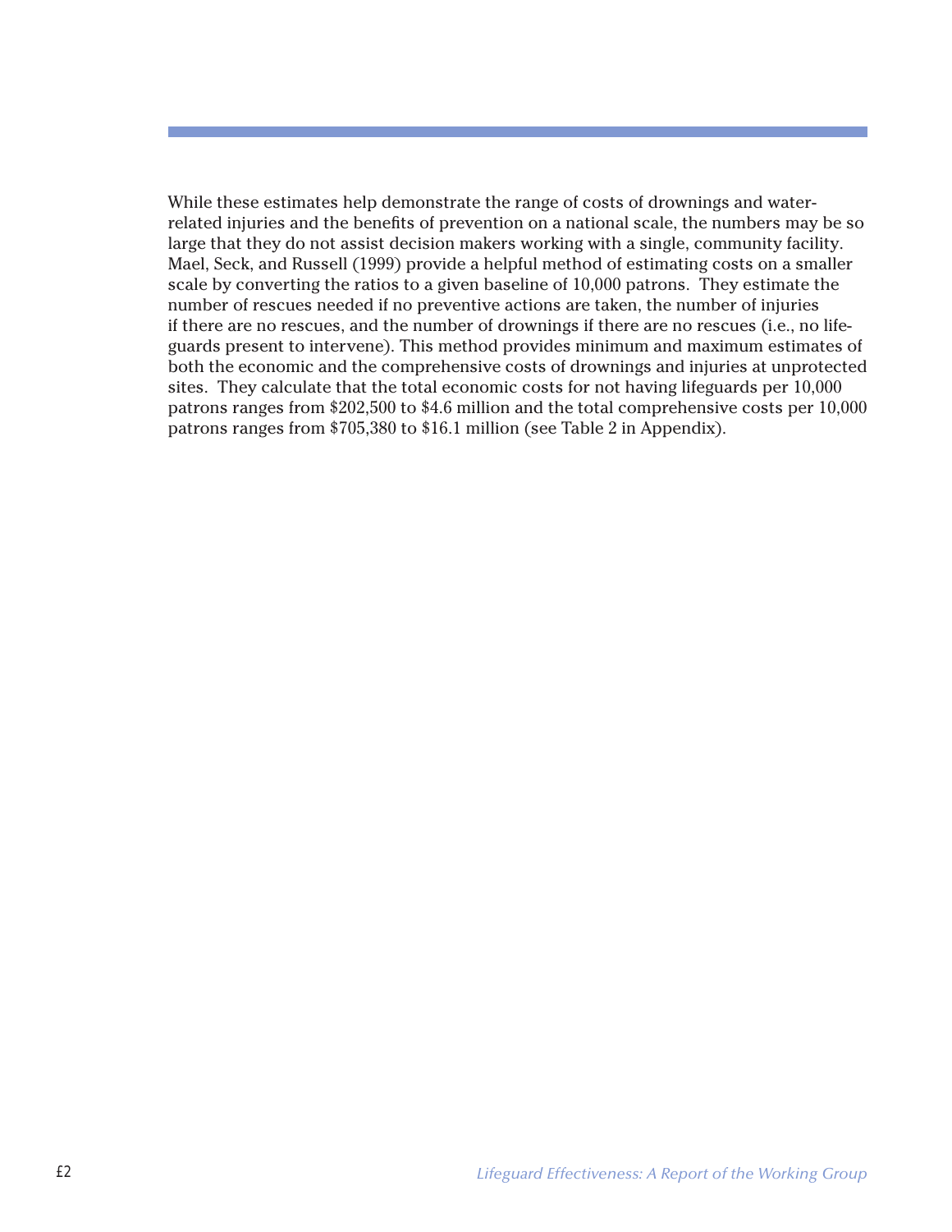While these estimates help demonstrate the range of costs of drownings and water-related injuries and the benefits of prevention on a national scale, the numbers may be so large that they do not assist decision makers working with a single, community facility. Mael, Seck, and Russell (1999) provide a helpful method of estimating costs on a smaller scale by converting the ratios to a given baseline of 10,000 patrons. They estimate the number of rescues needed if no preventive actions are taken, the number of injuries if there are no rescues, and the number of drownings if there are no rescues (i.e., no life-guards present to intervene). This method provides minimum and maximum estimates of both the economic and the comprehensive costs of drownings and injuries at unprotected sites. They calculate that the total economic costs for not having lifeguards per 10,000 patrons ranges from $202,500 to $4.6 million and the total comprehensive costs per 10,000 patrons ranges from $705,380 to $16.1 million (see Table 2 in Appendix).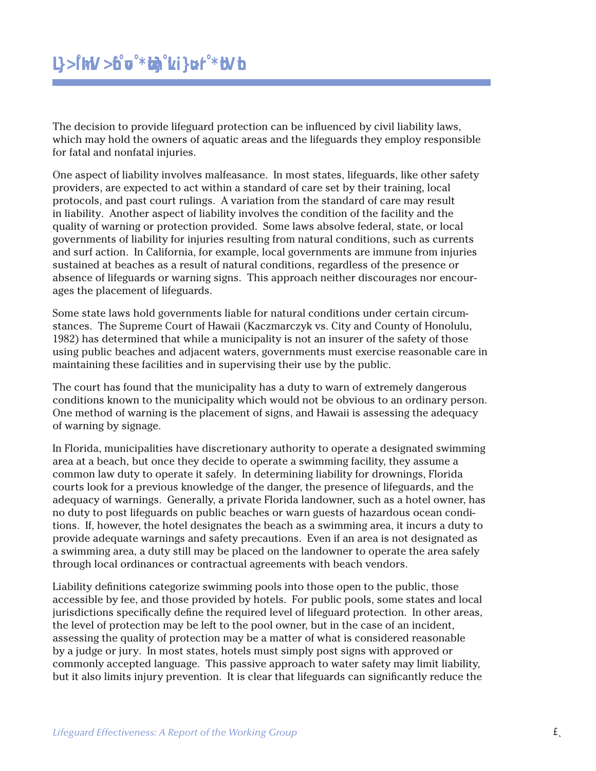The decision to provide lifeguard protection can be influenced by civil liability laws, which may hold the owners of aquatic areas and the lifeguards they employ responsible for fatal and nonfatal injuries.

One aspect of liability involves malfeasance. In most states, lifeguards, like other safety providers, are expected to act within a standard of care set by their training, local protocols, and past court rulings. A variation from the standard of care may result in liability. Another aspect of liability involves the condition of the facility and the quality of warning or protection provided. Some laws absolve federal, state, or local governments of liability for injuries resulting from natural conditions, such as currents and surf action. In California, for example, local governments are immune from injuries sustained at beaches as a result of natural conditions, regardless of the presence or absence of lifeguards or warning signs. This approach neither discourages nor encourages the placement of lifeguards.

Some state laws hold governments liable for natural conditions under certain circumstances. The Supreme Court of Hawaii (Kaczmarczyk vs. City and County of Honolulu, 1982) has determined that while a municipality is not an insurer of the safety of those using public beaches and adjacent waters, governments must exercise reasonable care in maintaining these facilities and in supervising their use by the public.

The court has found that the municipality has a duty to warn of extremely dangerous conditions known to the municipality which would not be obvious to an ordinary person. One method of warning is the placement of signs, and Hawaii is assessing the adequacy of warning by signage.

In Florida, municipalities have discretionary authority to operate a designated swimming area at a beach, but once they decide to operate a swimming facility, they assume a common law duty to operate it safely. In determining liability for drownings, Florida courts look for a previous knowledge of the danger, the presence of lifeguards, and the adequacy of warnings. Generally, a private Florida landowner, such as a hotel owner, has no duty to post lifeguards on public beaches or warn guests of hazardous ocean conditions. If, however, the hotel designates the beach as a swimming area, it incurs a duty to provide adequate warnings and safety precautions. Even if an area is not designated as a swimming area, a duty still may be placed on the landowner to operate the area safely through local ordinances or contractual agreements with beach vendors.

Liability definitions categorize swimming pools into those open to the public, those accessible by fee, and those provided by hotels. For public pools, some states and local jurisdictions specifically define the required level of lifeguard protection. In other areas, the level of protection may be left to the pool owner, but in the case of an incident, assessing the quality of protection may be a matter of what is considered reasonable by a judge or jury. In most states, hotels must simply post signs with approved or commonly accepted language. This passive approach to water safety may limit liability, but it also limits injury prevention. It is clear that lifeguards can significantly reduce the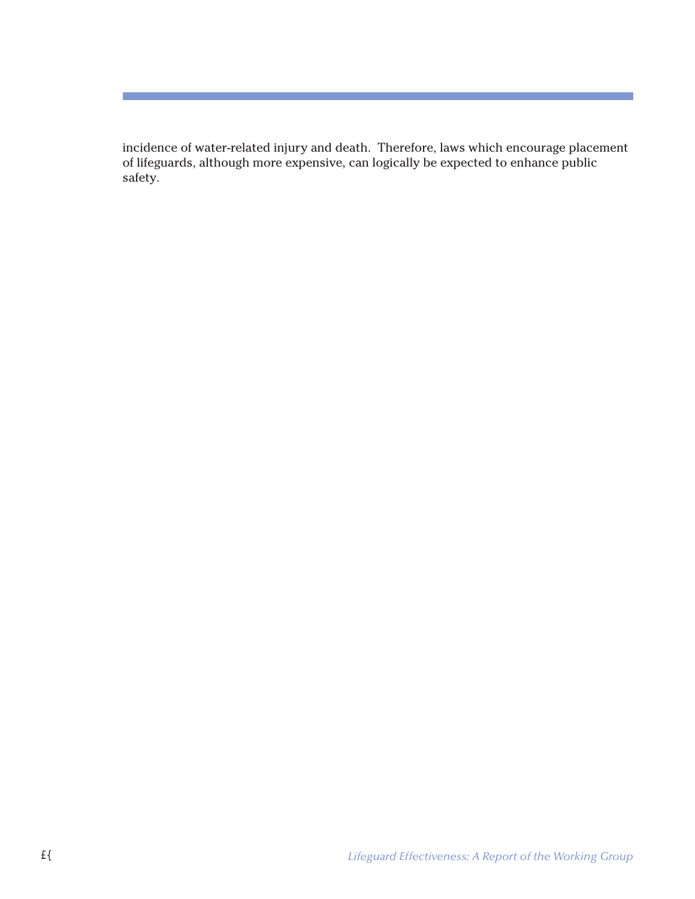incidence of water-related injury and death. Therefore, laws which encourage placement of lifeguards, although more expensive, can logically be expected to enhance public safety.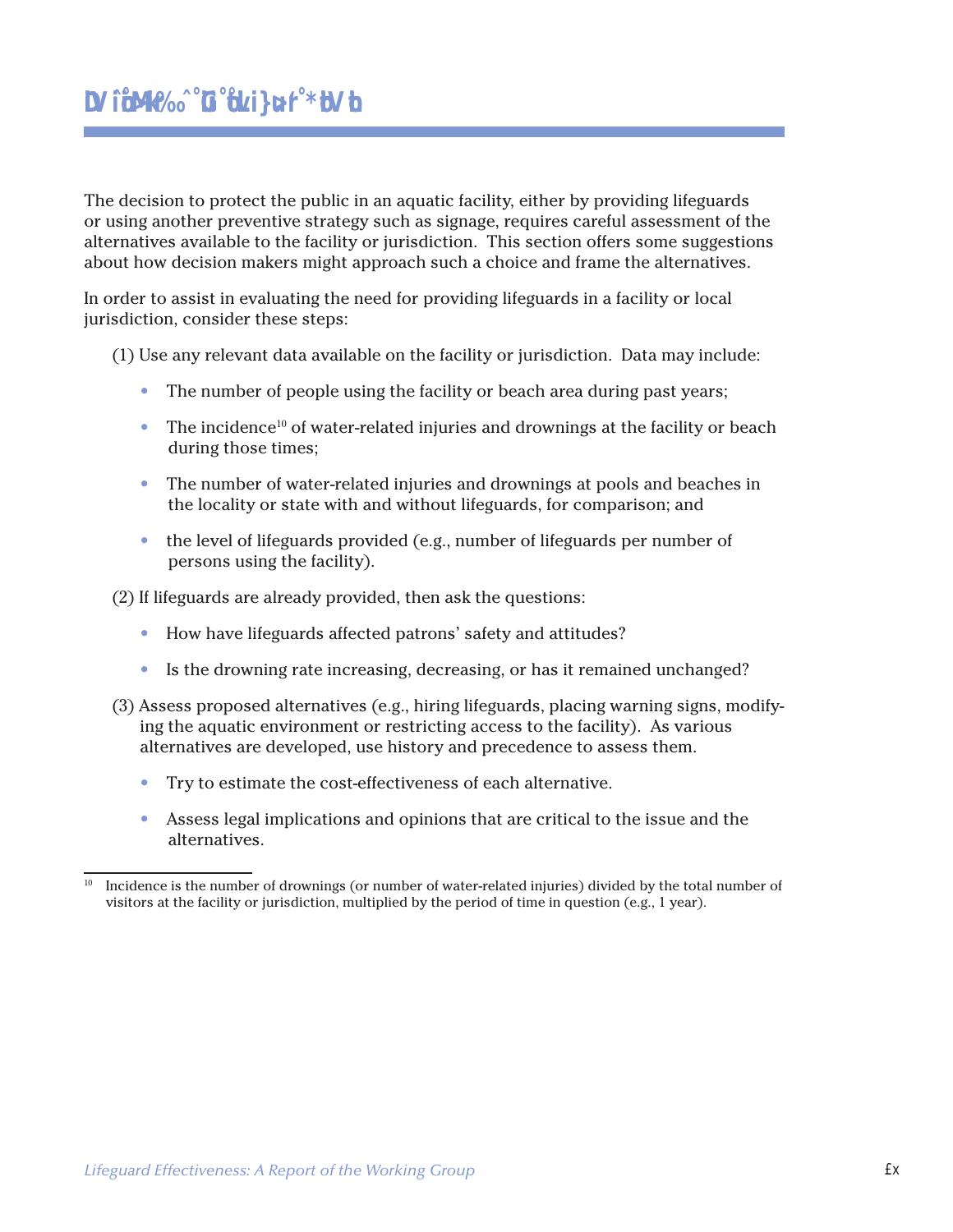# DV îôð¼K‰ ˆ Gˆ tLi}α r ˆ*tV b

The decision to protect the public in an aquatic facility, either by providing lifeguards or using another preventive strategy such as signage, requires careful assessment of the alternatives available to the facility or jurisdiction. This section offers some suggestions about how decision makers might approach such a choice and frame the alternatives.

In order to assist in evaluating the need for providing lifeguards in a facility or local jurisdiction, consider these steps:

(1) Use any relevant data available on the facility or jurisdiction. Data may include:

- The number of people using the facility or beach area during past years;
- The incidence[10] of water-related injuries and drownings at the facility or beach during those times;
- The number of water-related injuries and drownings at pools and beaches in the locality or state with and without lifeguards, for comparison; and
- the level of lifeguards provided (e.g., number of lifeguards per number of persons using the facility).

(2) If lifeguards are already provided, then ask the questions:

- How have lifeguards affected patrons' safety and attitudes?
- Is the drowning rate increasing, decreasing, or has it remained unchanged?

(3) Assess proposed alternatives (e.g., hiring lifeguards, placing warning signs, modifying the aquatic environment or restricting access to the facility). As various alternatives are developed, use history and precedence to assess them.

- Try to estimate the cost-effectiveness of each alternative.
- Assess legal implications and opinions that are critical to the issue and the alternatives.

---

[10] Incidence is the number of drownings (or number of water-related injuries) divided by the total number of visitors at the facility or jurisdiction, multiplied by the period of time in question (e.g., 1 year).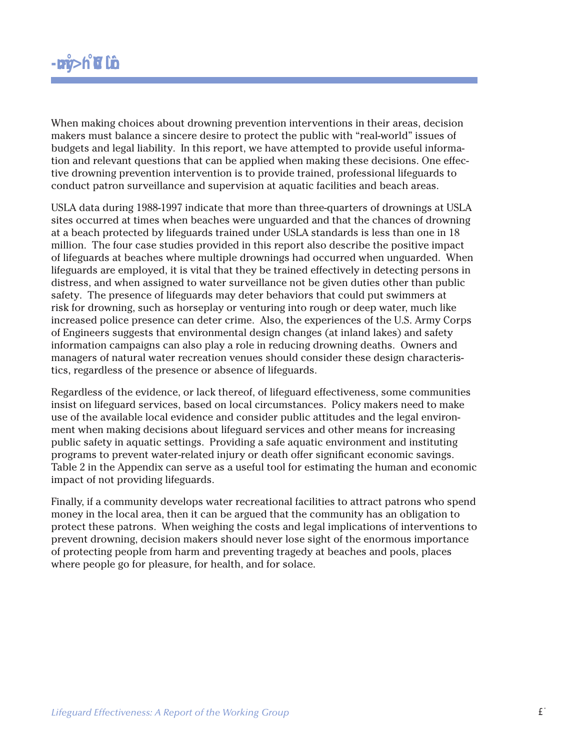# Conclusion

When making choices about drowning prevention interventions in their areas, decision makers must balance a sincere desire to protect the public with "real-world" issues of budgets and legal liability. In this report, we have attempted to provide useful information and relevant questions that can be applied when making these decisions. One effective drowning prevention intervention is to provide trained, professional lifeguards to conduct patron surveillance and supervision at aquatic facilities and beach areas.

USLA data during 1988-1997 indicate that more than three-quarters of drownings at USLA sites occurred at times when beaches were unguarded and that the chances of drowning at a beach protected by lifeguards trained under USLA standards is less than one in 18 million. The four case studies provided in this report also describe the positive impact of lifeguards at beaches where multiple drownings had occurred when unguarded. When lifeguards are employed, it is vital that they be trained effectively in detecting persons in distress, and when assigned to water surveillance not be given duties other than public safety. The presence of lifeguards may deter behaviors that could put swimmers at risk for drowning, such as horseplay or venturing into rough or deep water, much like increased police presence can deter crime. Also, the experiences of the U.S. Army Corps of Engineers suggests that environmental design changes (at inland lakes) and safety information campaigns can also play a role in reducing drowning deaths. Owners and managers of natural water recreation venues should consider these design characteristics, regardless of the presence or absence of lifeguards.

Regardless of the evidence, or lack thereof, of lifeguard effectiveness, some communities insist on lifeguard services, based on local circumstances. Policy makers need to make use of the available local evidence and consider public attitudes and the legal environment when making decisions about lifeguard services and other means for increasing public safety in aquatic settings. Providing a safe aquatic environment and instituting programs to prevent water-related injury or death offer significant economic savings. Table 2 in the Appendix can serve as a useful tool for estimating the human and economic impact of not providing lifeguards.

Finally, if a community develops water recreational facilities to attract patrons who spend money in the local area, then it can be argued that the community has an obligation to protect these patrons. When weighing the costs and legal implications of interventions to prevent drowning, decision makers should never lose sight of the enormous importance of protecting people from harm and preventing tragedy at beaches and pools, places where people go for pleasure, for health, and for solace.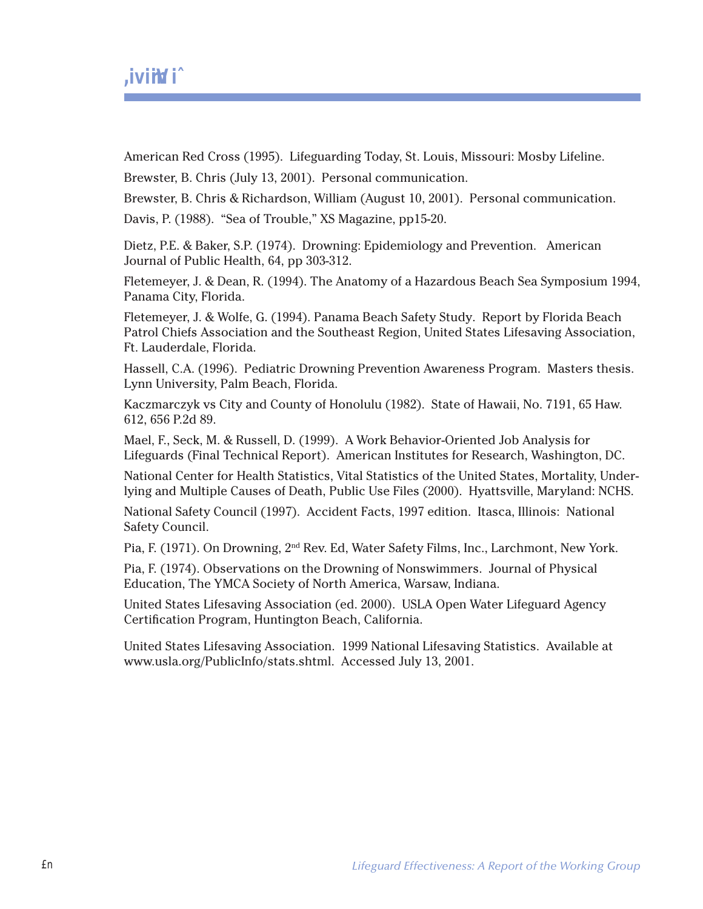# References

American Red Cross (1995). Lifeguarding Today, St. Louis, Missouri: Mosby Lifeline.

Brewster, B. Chris (July 13, 2001). Personal communication.

Brewster, B. Chris & Richardson, William (August 10, 2001). Personal communication.

Davis, P. (1988). "Sea of Trouble," XS Magazine, pp15-20.

Dietz, P.E. & Baker, S.P. (1974). Drowning: Epidemiology and Prevention. American Journal of Public Health, 64, pp 303-312.

Fletemeyer, J. & Dean, R. (1994). The Anatomy of a Hazardous Beach Sea Symposium 1994, Panama City, Florida.

Fletemeyer, J. & Wolfe, G. (1994). Panama Beach Safety Study. Report by Florida Beach Patrol Chiefs Association and the Southeast Region, United States Lifesaving Association, Ft. Lauderdale, Florida.

Hassell, C.A. (1996). Pediatric Drowning Prevention Awareness Program. Masters thesis. Lynn University, Palm Beach, Florida.

Kaczmarczyk vs City and County of Honolulu (1982). State of Hawaii, No. 7191, 65 Haw. 612, 656 P.2d 89.

Mael, F., Seck, M. & Russell, D. (1999). A Work Behavior-Oriented Job Analysis for Lifeguards (Final Technical Report). American Institutes for Research, Washington, DC.

National Center for Health Statistics, Vital Statistics of the United States, Mortality, Underlying and Multiple Causes of Death, Public Use Files (2000). Hyattsville, Maryland: NCHS.

National Safety Council (1997). Accident Facts, 1997 edition. Itasca, Illinois: National Safety Council.

Pia, F. (1971). On Drowning, 2nd Rev. Ed, Water Safety Films, Inc., Larchmont, New York.

Pia, F. (1974). Observations on the Drowning of Nonswimmers. Journal of Physical Education, The YMCA Society of North America, Warsaw, Indiana.

United States Lifesaving Association (ed. 2000). USLA Open Water Lifeguard Agency Certification Program, Huntington Beach, California.

United States Lifesaving Association. 1999 National Lifesaving Statistics. Available at www.usla.org/PublicInfo/stats.shtml. Accessed July 13, 2001.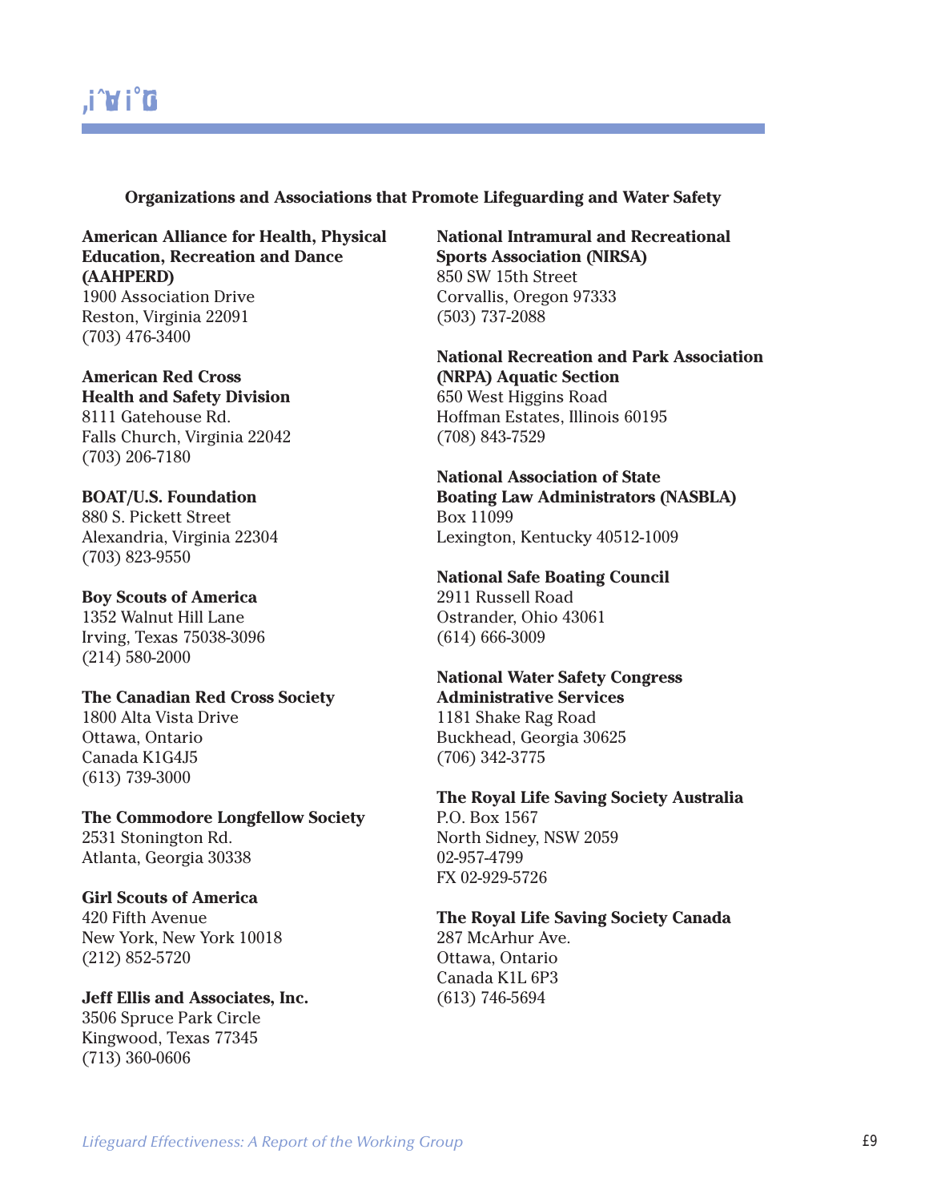## Organizations and Associations that Promote Lifeguarding and Water Safety

**American Alliance for Health, Physical Education, Recreation and Dance (AAHPERD)**
1900 Association Drive
Reston, Virginia 22091
(703) 476-3400

**American Red Cross**
**Health and Safety Division**
8111 Gatehouse Rd.
Falls Church, Virginia 22042
(703) 206-7180

**BOAT/U.S. Foundation**
880 S. Pickett Street
Alexandria, Virginia 22304
(703) 823-9550

**Boy Scouts of America**
1352 Walnut Hill Lane
Irving, Texas 75038-3096
(214) 580-2000

**The Canadian Red Cross Society**
1800 Alta Vista Drive
Ottawa, Ontario
Canada K1G4J5
(613) 739-3000

**The Commodore Longfellow Society**
2531 Stonington Rd.
Atlanta, Georgia 30338

**Girl Scouts of America**
420 Fifth Avenue
New York, New York 10018
(212) 852-5720

**Jeff Ellis and Associates, Inc.**
3506 Spruce Park Circle
Kingwood, Texas 77345
(713) 360-0606

**National Intramural and Recreational Sports Association (NIRSA)**
850 SW 15th Street
Corvallis, Oregon 97333
(503) 737-2088

**National Recreation and Park Association (NRPA) Aquatic Section**
650 West Higgins Road
Hoffman Estates, Illinois 60195
(708) 843-7529

**National Association of State Boating Law Administrators (NASBLA)**
Box 11099
Lexington, Kentucky 40512-1009

**National Safe Boating Council**
2911 Russell Road
Ostrander, Ohio 43061
(614) 666-3009

**National Water Safety Congress**
**Administrative Services**
1181 Shake Rag Road
Buckhead, Georgia 30625
(706) 342-3775

**The Royal Life Saving Society Australia**
P.O. Box 1567
North Sidney, NSW 2059
02-957-4799
FX 02-929-5726

**The Royal Life Saving Society Canada**
287 McArhur Ave.
Ottawa, Ontario
Canada K1L 6P3
(613) 746-5694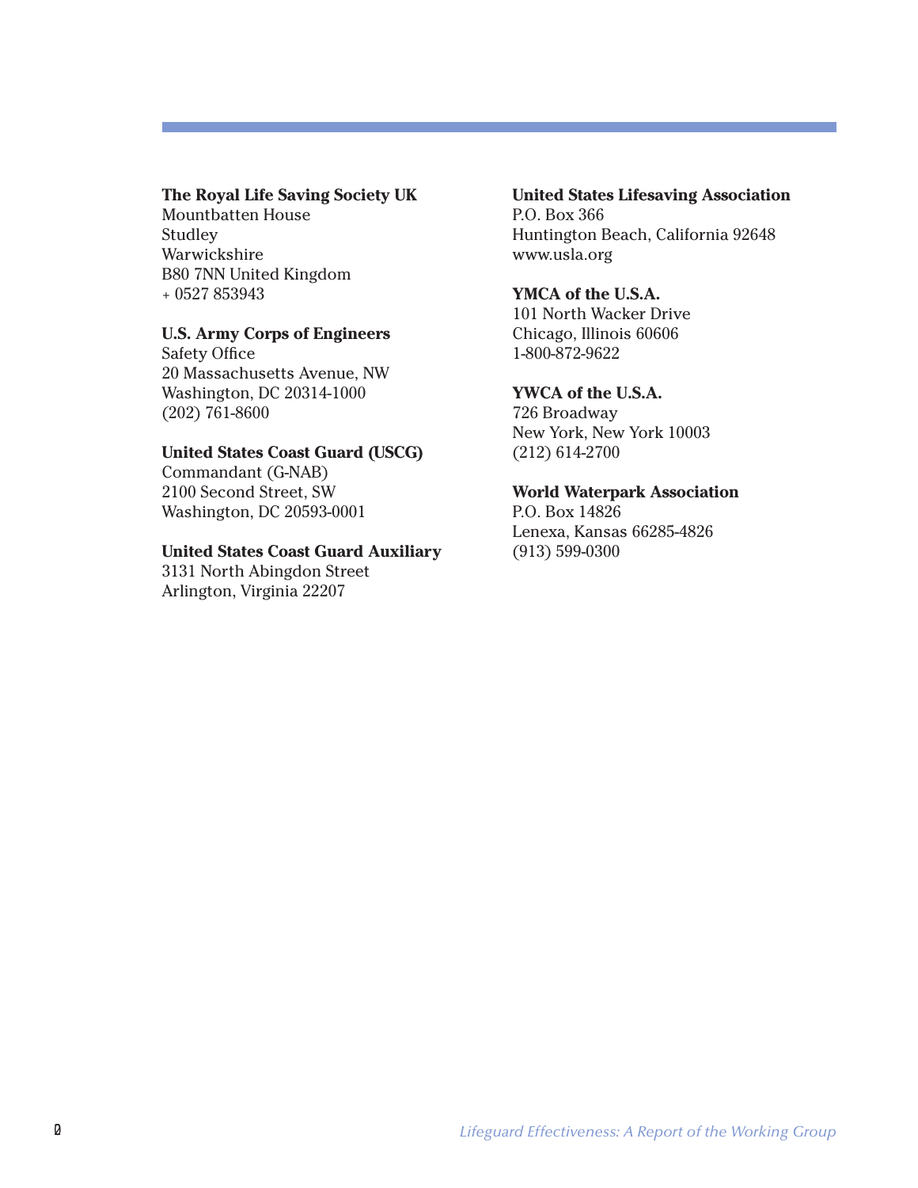**The Royal Life Saving Society UK**
Mountbatten House
Studley
Warwickshire
B80 7NN United Kingdom
+ 0527 853943

**U.S. Army Corps of Engineers**
Safety Office
20 Massachusetts Avenue, NW
Washington, DC 20314-1000
(202) 761-8600

**United States Coast Guard (USCG)**
Commandant (G-NAB)
2100 Second Street, SW
Washington, DC 20593-0001

**United States Coast Guard Auxiliary**
3131 North Abingdon Street
Arlington, Virginia 22207

**United States Lifesaving Association**
P.O. Box 366
Huntington Beach, California 92648
www.usla.org

**YMCA of the U.S.A.**
101 North Wacker Drive
Chicago, Illinois 60606
1-800-872-9622

**YWCA of the U.S.A.**
726 Broadway
New York, New York 10003
(212) 614-2700

**World Waterpark Association**
P.O. Box 14826
Lenexa, Kansas 66285-4826
(913) 599-0300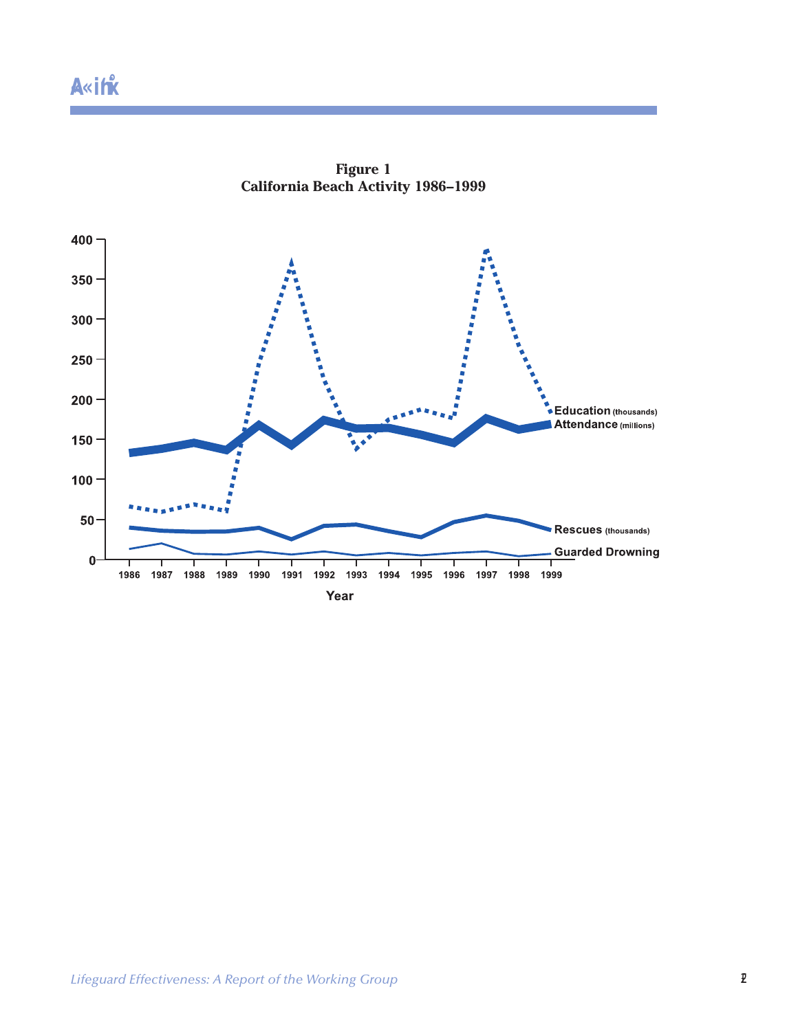**Figure 1**
**California Beach Activity 1986–1999**

Education (thousands)
Attendance (millions)
Rescues (thousands)
Guarded Drowning

Year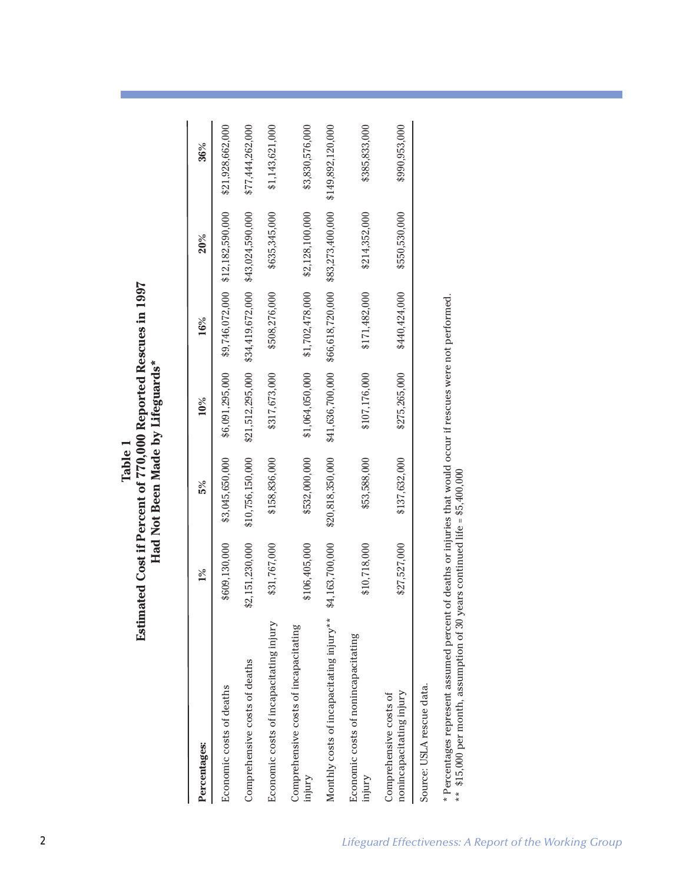**Table 1**
**Estimated Cost if Percent of 770,000 Reported Rescues in 1997 Had Not Been Made by Lifeguards***

| Percentages: | 1% | 5% | 10% | 16% | 20% | 36% |
|---|---|---|---|---|---|---|
| Economic costs of deaths | $609,130,000 | $3,045,650,000 | $6,091,295,000 | $9,746,072,000 | $12,182,590,000 | $21,928,662,000 |
| Comprehensive costs of deaths | $2,151,230,000 | $10,756,150,000 | $21,512,295,000 | $34,419,672,000 | $43,024,590,000 | $77,444,262,000 |
| Economic costs of incapacitating injury | $31,767,000 | $158,836,000 | $317,673,000 | $508,276,000 | $635,345,000 | $1,143,621,000 |
| Comprehensive costs of incapacitating injury | $106,405,000 | $532,000,000 | $1,064,050,000 | $1,702,478,000 | $2,128,100,000 | $3,830,576,000 |
| Monthly costs of incapacitating injury** | $4,163,700,000 | $20,818,350,000 | $41,636,700,000 | $66,618,720,000 | $83,273,400,000 | $149,892,120,000 |
| Economic costs of nonincapacitating injury | $10,718,000 | $53,588,000 | $107,176,000 | $171,482,000 | $214,352,000 | $385,833,000 |
| Comprehensive costs of nonincapacitating injury | $27,527,000 | $137,632,000 | $275,265,000 | $440,424,000 | $550,530,000 | $990,953,000 |

Source: USLA rescue data.

\* Percentages represent assumed percent of deaths or injuries that would occur if rescues were not performed.
\*\* $15,000 per month, assumption of 30 years continued life = $5,400,000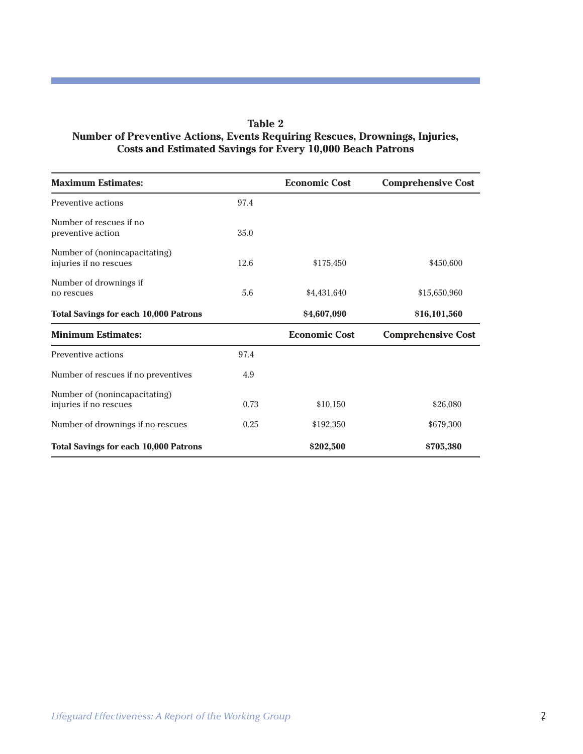**Table 2**
**Number of Preventive Actions, Events Requiring Rescues, Drownings, Injuries, Costs and Estimated Savings for Every 10,000 Beach Patrons**

| **Maximum Estimates:** | | **Economic Cost** | **Comprehensive Cost** |
|---|---|---|---|
| Preventive actions | 97.4 | | |
| Number of rescues if no preventive action | 35.0 | | |
| Number of (nonincapacitating) injuries if no rescues | 12.6 | $175,450 | $450,600 |
| Number of drownings if no rescues | 5.6 | $4,431,640 | $15,650,960 |
| **Total Savings for each 10,000 Patrons** | | **$4,607,090** | **$16,101,560** |
| **Minimum Estimates:** | | **Economic Cost** | **Comprehensive Cost** |
| Preventive actions | 97.4 | | |
| Number of rescues if no preventives | 4.9 | | |
| Number of (nonincapacitating) injuries if no rescues | 0.73 | $10,150 | $26,080 |
| Number of drownings if no rescues | 0.25 | $192,350 | $679,300 |
| **Total Savings for each 10,000 Patrons** | | **$202,500** | **$705,380** |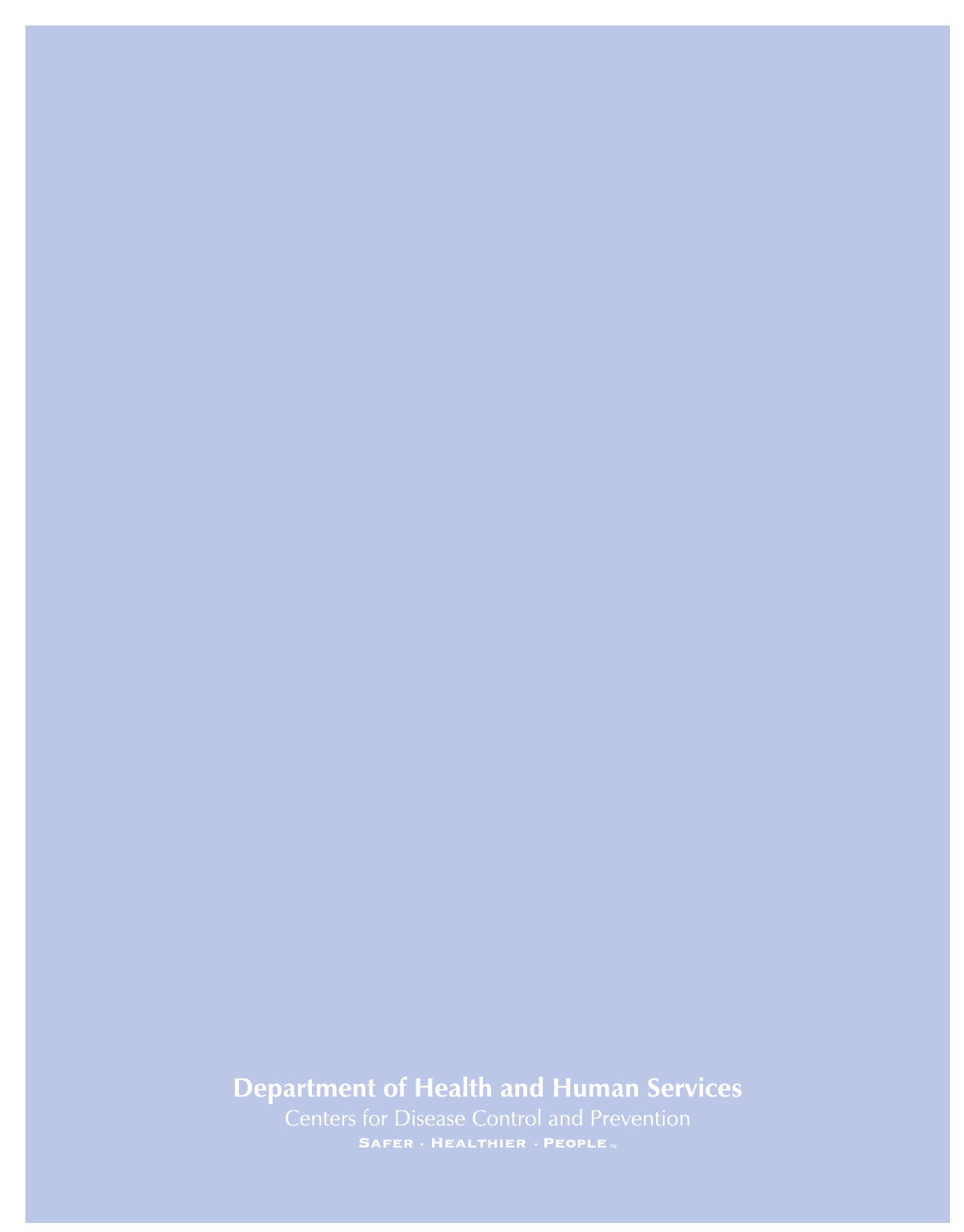**Department of Health and Human Services**

Centers for Disease Control and Prevention

SAFER · HEALTHIER · PEOPLE™